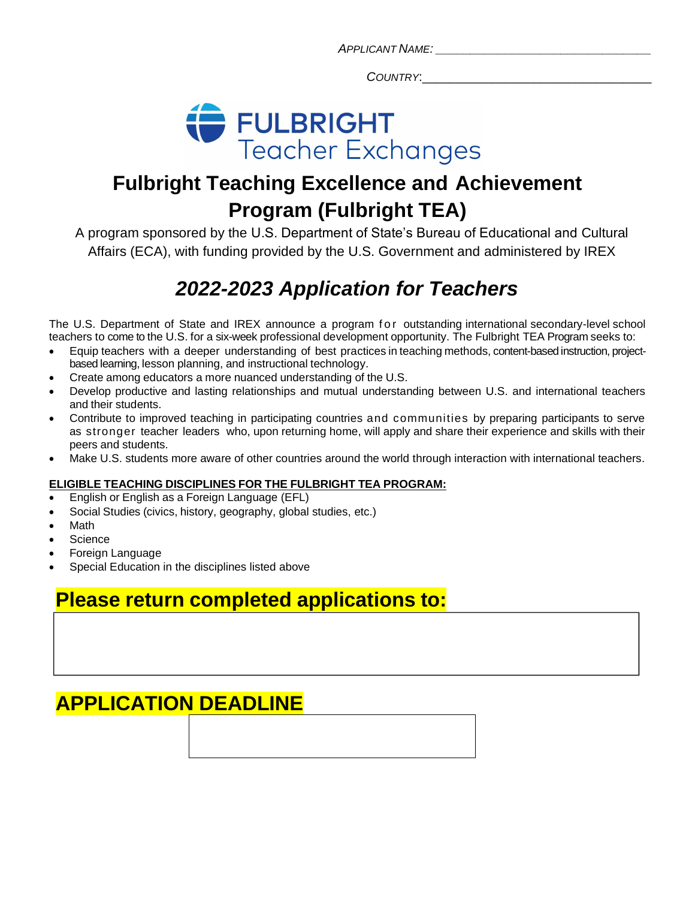*APPLICANT NAME:* ________________________________

*COUNTRY:* ________________________________

FULBRIGHT
Teacher Exchanges

# Fulbright Teaching Excellence and Achievement Program (Fulbright TEA)

A program sponsored by the U.S. Department of State's Bureau of Educational and Cultural Affairs (ECA), with funding provided by the U.S. Government and administered by IREX

## *2022-2023 Application for Teachers*

The U.S. Department of State and IREX announce a program for outstanding international secondary-level school teachers to come to the U.S. for a six-week professional development opportunity. The Fulbright TEA Program seeks to:

- Equip teachers with a deeper understanding of best practices in teaching methods, content-based instruction, project-based learning, lesson planning, and instructional technology.
- Create among educators a more nuanced understanding of the U.S.
- Develop productive and lasting relationships and mutual understanding between U.S. and international teachers and their students.
- Contribute to improved teaching in participating countries and communities by preparing participants to serve as stronger teacher leaders who, upon returning home, will apply and share their experience and skills with their peers and students.
- Make U.S. students more aware of other countries around the world through interaction with international teachers.

**ELIGIBLE TEACHING DISCIPLINES FOR THE FULBRIGHT TEA PROGRAM:**

- English or English as a Foreign Language (EFL)
- Social Studies (civics, history, geography, global studies, etc.)
- Math
- Science
- Foreign Language
- Special Education in the disciplines listed above

## Please return completed applications to:

## APPLICATION DEADLINE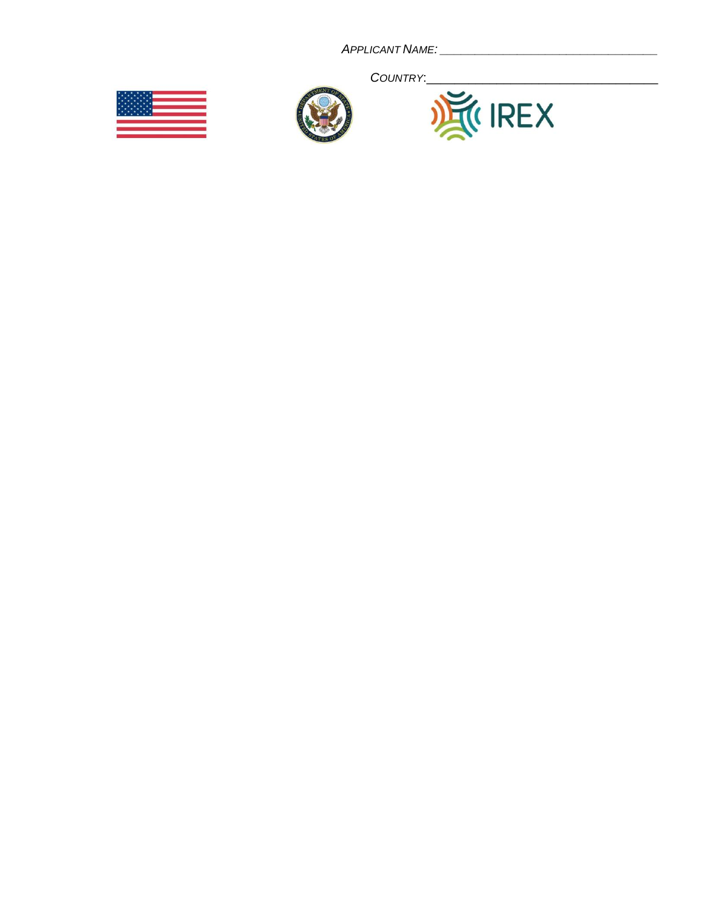*APPLICANT NAME:* ______________________________

*COUNTRY:* ______________________________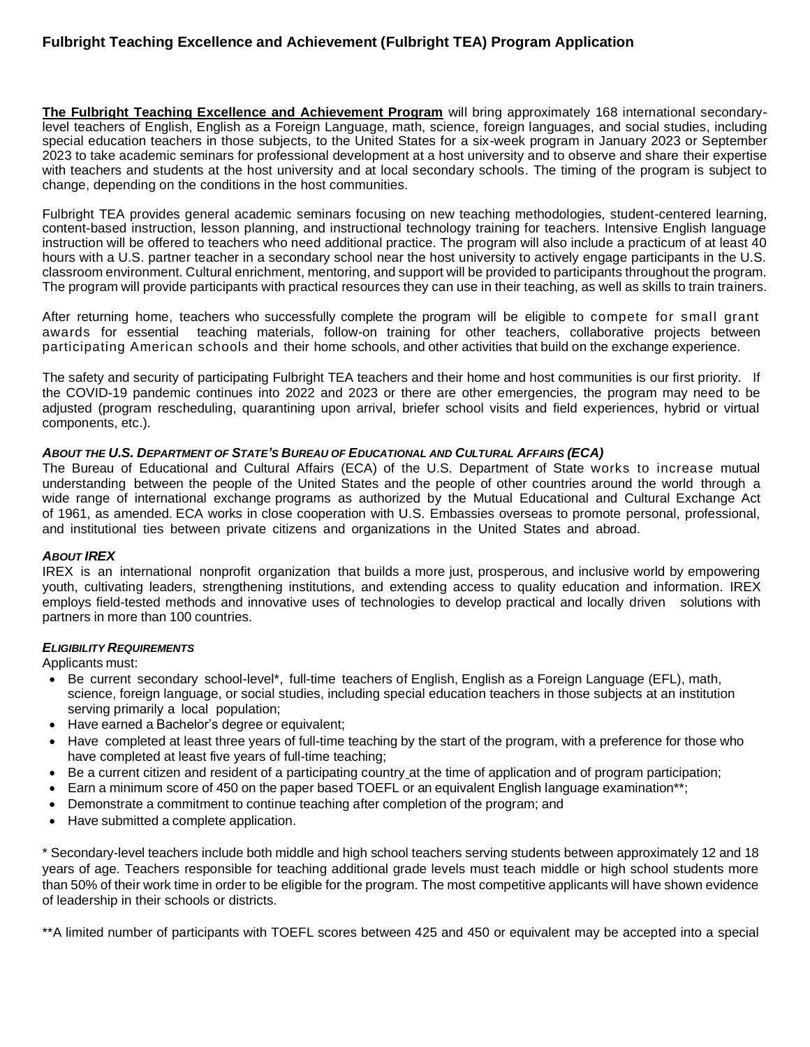## Fulbright Teaching Excellence and Achievement (Fulbright TEA) Program Application

**The Fulbright Teaching Excellence and Achievement Program** will bring approximately 168 international secondary-level teachers of English, English as a Foreign Language, math, science, foreign languages, and social studies, including special education teachers in those subjects, to the United States for a six-week program in January 2023 or September 2023 to take academic seminars for professional development at a host university and to observe and share their expertise with teachers and students at the host university and at local secondary schools. The timing of the program is subject to change, depending on the conditions in the host communities.

Fulbright TEA provides general academic seminars focusing on new teaching methodologies, student-centered learning, content-based instruction, lesson planning, and instructional technology training for teachers. Intensive English language instruction will be offered to teachers who need additional practice. The program will also include a practicum of at least 40 hours with a U.S. partner teacher in a secondary school near the host university to actively engage participants in the U.S. classroom environment. Cultural enrichment, mentoring, and support will be provided to participants throughout the program. The program will provide participants with practical resources they can use in their teaching, as well as skills to train trainers.

After returning home, teachers who successfully complete the program will be eligible to compete for small grant awards for essential teaching materials, follow-on training for other teachers, collaborative projects between participating American schools and their home schools, and other activities that build on the exchange experience.

The safety and security of participating Fulbright TEA teachers and their home and host communities is our first priority. If the COVID-19 pandemic continues into 2022 and 2023 or there are other emergencies, the program may need to be adjusted (program rescheduling, quarantining upon arrival, briefer school visits and field experiences, hybrid or virtual components, etc.).

### *About the U.S. Department of State's Bureau of Educational and Cultural Affairs (ECA)*

The Bureau of Educational and Cultural Affairs (ECA) of the U.S. Department of State works to increase mutual understanding between the people of the United States and the people of other countries around the world through a wide range of international exchange programs as authorized by the Mutual Educational and Cultural Exchange Act of 1961, as amended. ECA works in close cooperation with U.S. Embassies overseas to promote personal, professional, and institutional ties between private citizens and organizations in the United States and abroad.

### *About IREX*

IREX is an international nonprofit organization that builds a more just, prosperous, and inclusive world by empowering youth, cultivating leaders, strengthening institutions, and extending access to quality education and information. IREX employs field-tested methods and innovative uses of technologies to develop practical and locally driven solutions with partners in more than 100 countries.

### *Eligibility Requirements*

Applicants must:

- Be current secondary school-level*, full-time teachers of English, English as a Foreign Language (EFL), math, science, foreign language, or social studies, including special education teachers in those subjects at an institution serving primarily a local population;
- Have earned a Bachelor's degree or equivalent;
- Have completed at least three years of full-time teaching by the start of the program, with a preference for those who have completed at least five years of full-time teaching;
- Be a current citizen and resident of a participating country at the time of application and of program participation;
- Earn a minimum score of 450 on the paper based TOEFL or an equivalent English language examination**;
- Demonstrate a commitment to continue teaching after completion of the program; and
- Have submitted a complete application.

* Secondary-level teachers include both middle and high school teachers serving students between approximately 12 and 18 years of age. Teachers responsible for teaching additional grade levels must teach middle or high school students more than 50% of their work time in order to be eligible for the program. The most competitive applicants will have shown evidence of leadership in their schools or districts.

**A limited number of participants with TOEFL scores between 425 and 450 or equivalent may be accepted into a special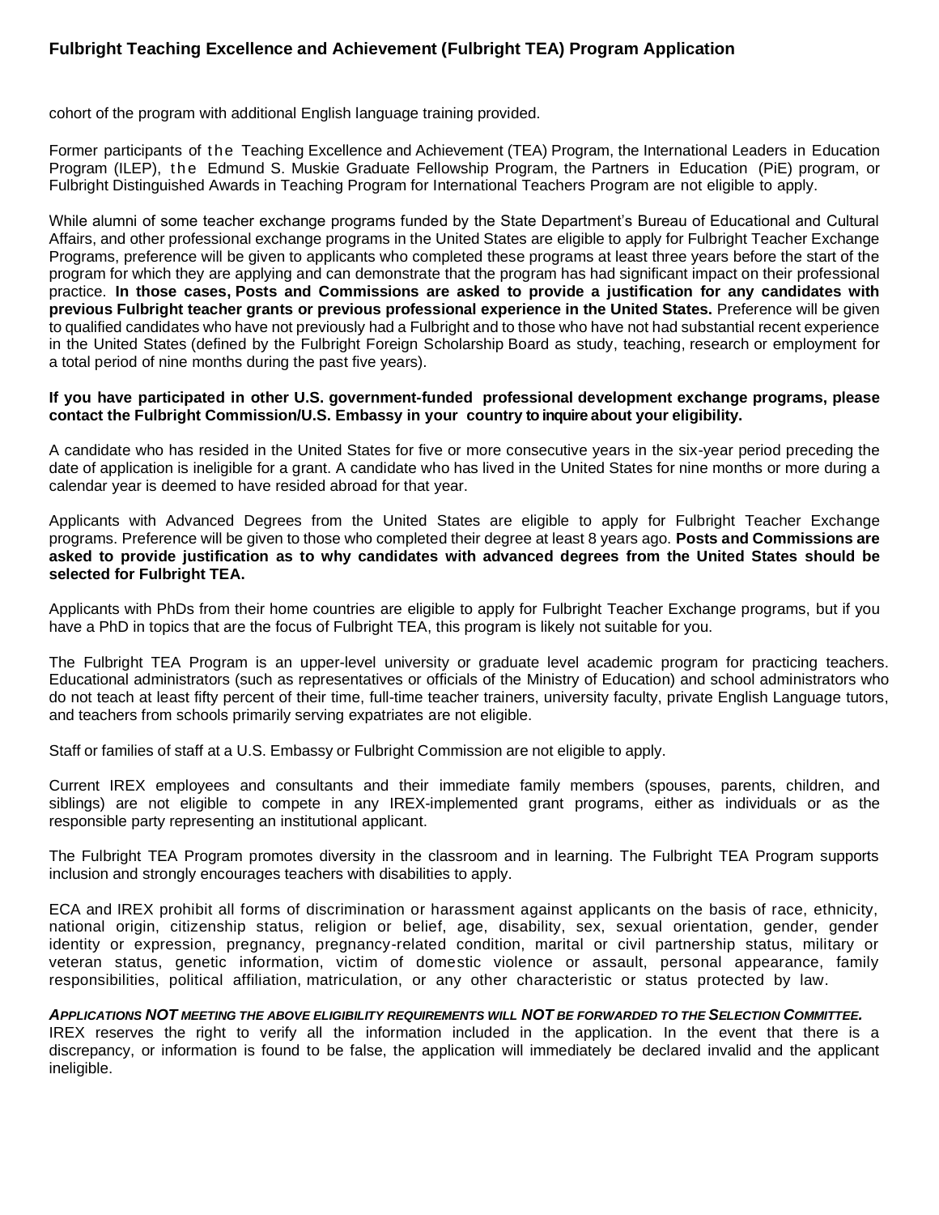cohort of the program with additional English language training provided.

Former participants of the Teaching Excellence and Achievement (TEA) Program, the International Leaders in Education Program (ILEP), the Edmund S. Muskie Graduate Fellowship Program, the Partners in Education (PiE) program, or Fulbright Distinguished Awards in Teaching Program for International Teachers Program are not eligible to apply.

While alumni of some teacher exchange programs funded by the State Department's Bureau of Educational and Cultural Affairs, and other professional exchange programs in the United States are eligible to apply for Fulbright Teacher Exchange Programs, preference will be given to applicants who completed these programs at least three years before the start of the program for which they are applying and can demonstrate that the program has had significant impact on their professional practice. **In those cases, Posts and Commissions are asked to provide a justification for any candidates with previous Fulbright teacher grants or previous professional experience in the United States.** Preference will be given to qualified candidates who have not previously had a Fulbright and to those who have not had substantial recent experience in the United States (defined by the Fulbright Foreign Scholarship Board as study, teaching, research or employment for a total period of nine months during the past five years).

**If you have participated in other U.S. government-funded professional development exchange programs, please contact the Fulbright Commission/U.S. Embassy in your country to inquire about your eligibility.**

A candidate who has resided in the United States for five or more consecutive years in the six-year period preceding the date of application is ineligible for a grant. A candidate who has lived in the United States for nine months or more during a calendar year is deemed to have resided abroad for that year.

Applicants with Advanced Degrees from the United States are eligible to apply for Fulbright Teacher Exchange programs. Preference will be given to those who completed their degree at least 8 years ago. **Posts and Commissions are asked to provide justification as to why candidates with advanced degrees from the United States should be selected for Fulbright TEA.**

Applicants with PhDs from their home countries are eligible to apply for Fulbright Teacher Exchange programs, but if you have a PhD in topics that are the focus of Fulbright TEA, this program is likely not suitable for you.

The Fulbright TEA Program is an upper-level university or graduate level academic program for practicing teachers. Educational administrators (such as representatives or officials of the Ministry of Education) and school administrators who do not teach at least fifty percent of their time, full-time teacher trainers, university faculty, private English Language tutors, and teachers from schools primarily serving expatriates are not eligible.

Staff or families of staff at a U.S. Embassy or Fulbright Commission are not eligible to apply.

Current IREX employees and consultants and their immediate family members (spouses, parents, children, and siblings) are not eligible to compete in any IREX-implemented grant programs, either as individuals or as the responsible party representing an institutional applicant.

The Fulbright TEA Program promotes diversity in the classroom and in learning. The Fulbright TEA Program supports inclusion and strongly encourages teachers with disabilities to apply.

ECA and IREX prohibit all forms of discrimination or harassment against applicants on the basis of race, ethnicity, national origin, citizenship status, religion or belief, age, disability, sex, sexual orientation, gender, gender identity or expression, pregnancy, pregnancy-related condition, marital or civil partnership status, military or veteran status, genetic information, victim of domestic violence or assault, personal appearance, family responsibilities, political affiliation, matriculation, or any other characteristic or status protected by law.

***APPLICATIONS NOT MEETING THE ABOVE ELIGIBILITY REQUIREMENTS WILL NOT BE FORWARDED TO THE SELECTION COMMITTEE.***
IREX reserves the right to verify all the information included in the application. In the event that there is a discrepancy, or information is found to be false, the application will immediately be declared invalid and the applicant ineligible.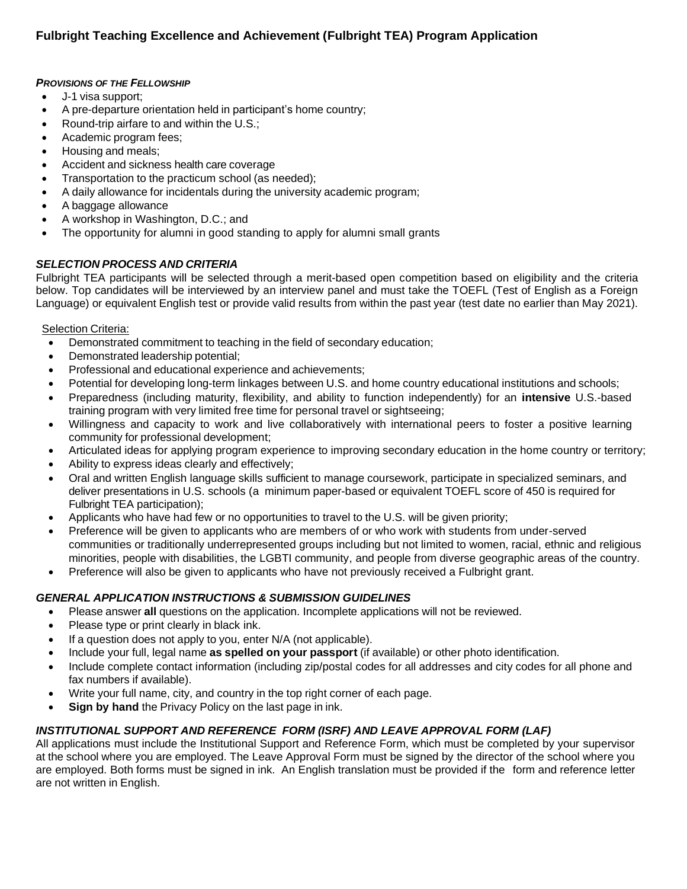## Fulbright Teaching Excellence and Achievement (Fulbright TEA) Program Application

***PROVISIONS OF THE FELLOWSHIP***

- J-1 visa support;
- A pre-departure orientation held in participant's home country;
- Round-trip airfare to and within the U.S.;
- Academic program fees;
- Housing and meals;
- Accident and sickness health care coverage
- Transportation to the practicum school (as needed);
- A daily allowance for incidentals during the university academic program;
- A baggage allowance
- A workshop in Washington, D.C.; and
- The opportunity for alumni in good standing to apply for alumni small grants

***SELECTION PROCESS AND CRITERIA***

Fulbright TEA participants will be selected through a merit-based open competition based on eligibility and the criteria below. Top candidates will be interviewed by an interview panel and must take the TOEFL (Test of English as a Foreign Language) or equivalent English test or provide valid results from within the past year (test date no earlier than May 2021).

Selection Criteria:

- Demonstrated commitment to teaching in the field of secondary education;
- Demonstrated leadership potential;
- Professional and educational experience and achievements;
- Potential for developing long-term linkages between U.S. and home country educational institutions and schools;
- Preparedness (including maturity, flexibility, and ability to function independently) for an **intensive** U.S.-based training program with very limited free time for personal travel or sightseeing;
- Willingness and capacity to work and live collaboratively with international peers to foster a positive learning community for professional development;
- Articulated ideas for applying program experience to improving secondary education in the home country or territory;
- Ability to express ideas clearly and effectively;
- Oral and written English language skills sufficient to manage coursework, participate in specialized seminars, and deliver presentations in U.S. schools (a minimum paper-based or equivalent TOEFL score of 450 is required for Fulbright TEA participation);
- Applicants who have had few or no opportunities to travel to the U.S. will be given priority;
- Preference will be given to applicants who are members of or who work with students from under-served communities or traditionally underrepresented groups including but not limited to women, racial, ethnic and religious minorities, people with disabilities, the LGBTI community, and people from diverse geographic areas of the country.
- Preference will also be given to applicants who have not previously received a Fulbright grant.

***GENERAL APPLICATION INSTRUCTIONS & SUBMISSION GUIDELINES***

- Please answer **all** questions on the application. Incomplete applications will not be reviewed.
- Please type or print clearly in black ink.
- If a question does not apply to you, enter N/A (not applicable).
- Include your full, legal name **as spelled on your passport** (if available) or other photo identification.
- Include complete contact information (including zip/postal codes for all addresses and city codes for all phone and fax numbers if available).
- Write your full name, city, and country in the top right corner of each page.
- **Sign by hand** the Privacy Policy on the last page in ink.

***INSTITUTIONAL SUPPORT AND REFERENCE FORM (ISRF) AND LEAVE APPROVAL FORM (LAF)***

All applications must include the Institutional Support and Reference Form, which must be completed by your supervisor at the school where you are employed. The Leave Approval Form must be signed by the director of the school where you are employed. Both forms must be signed in ink. An English translation must be provided if the form and reference letter are not written in English.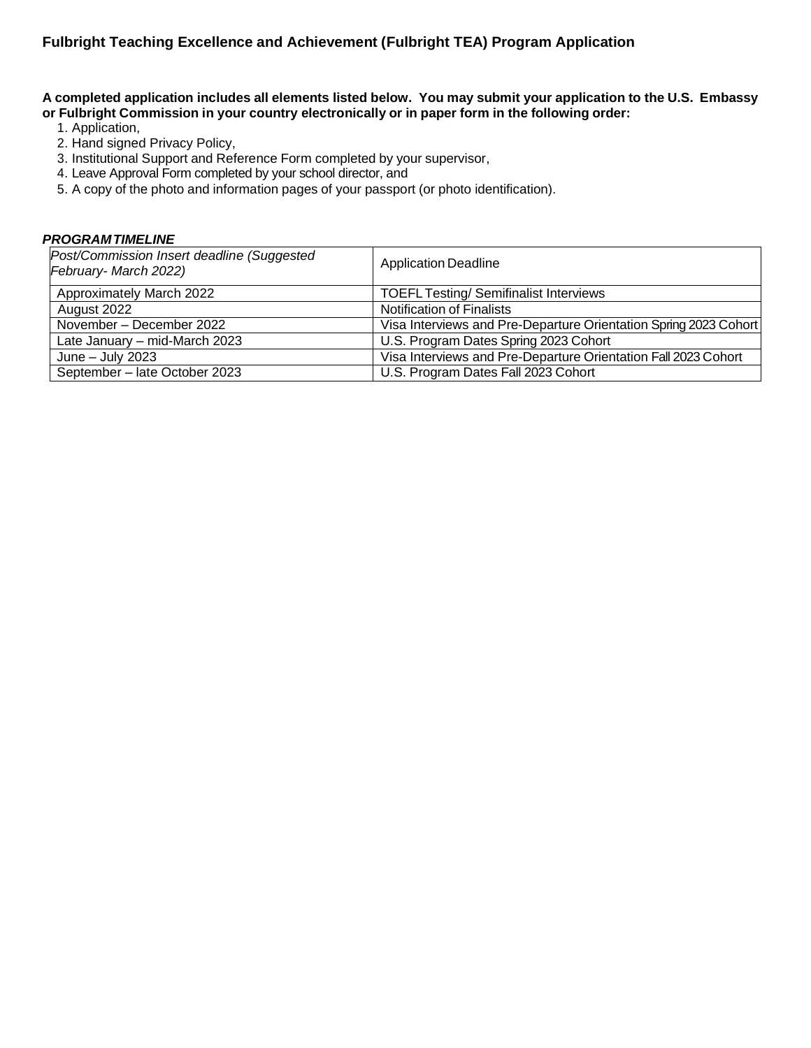## Fulbright Teaching Excellence and Achievement (Fulbright TEA) Program Application

**A completed application includes all elements listed below. You may submit your application to the U.S. Embassy or Fulbright Commission in your country electronically or in paper form in the following order:**

1. Application,
2. Hand signed Privacy Policy,
3. Institutional Support and Reference Form completed by your supervisor,
4. Leave Approval Form completed by your school director, and
5. A copy of the photo and information pages of your passport (or photo identification).

***PROGRAM TIMELINE***

| *Post/Commission Insert deadline (Suggested February- March 2022)* | Application Deadline |
|---|---|
| Approximately March 2022 | TOEFL Testing/ Semifinalist Interviews |
| August 2022 | Notification of Finalists |
| November – December 2022 | Visa Interviews and Pre-Departure Orientation Spring 2023 Cohort |
| Late January – mid-March 2023 | U.S. Program Dates Spring 2023 Cohort |
| June – July 2023 | Visa Interviews and Pre-Departure Orientation Fall 2023 Cohort |
| September – late October 2023 | U.S. Program Dates Fall 2023 Cohort |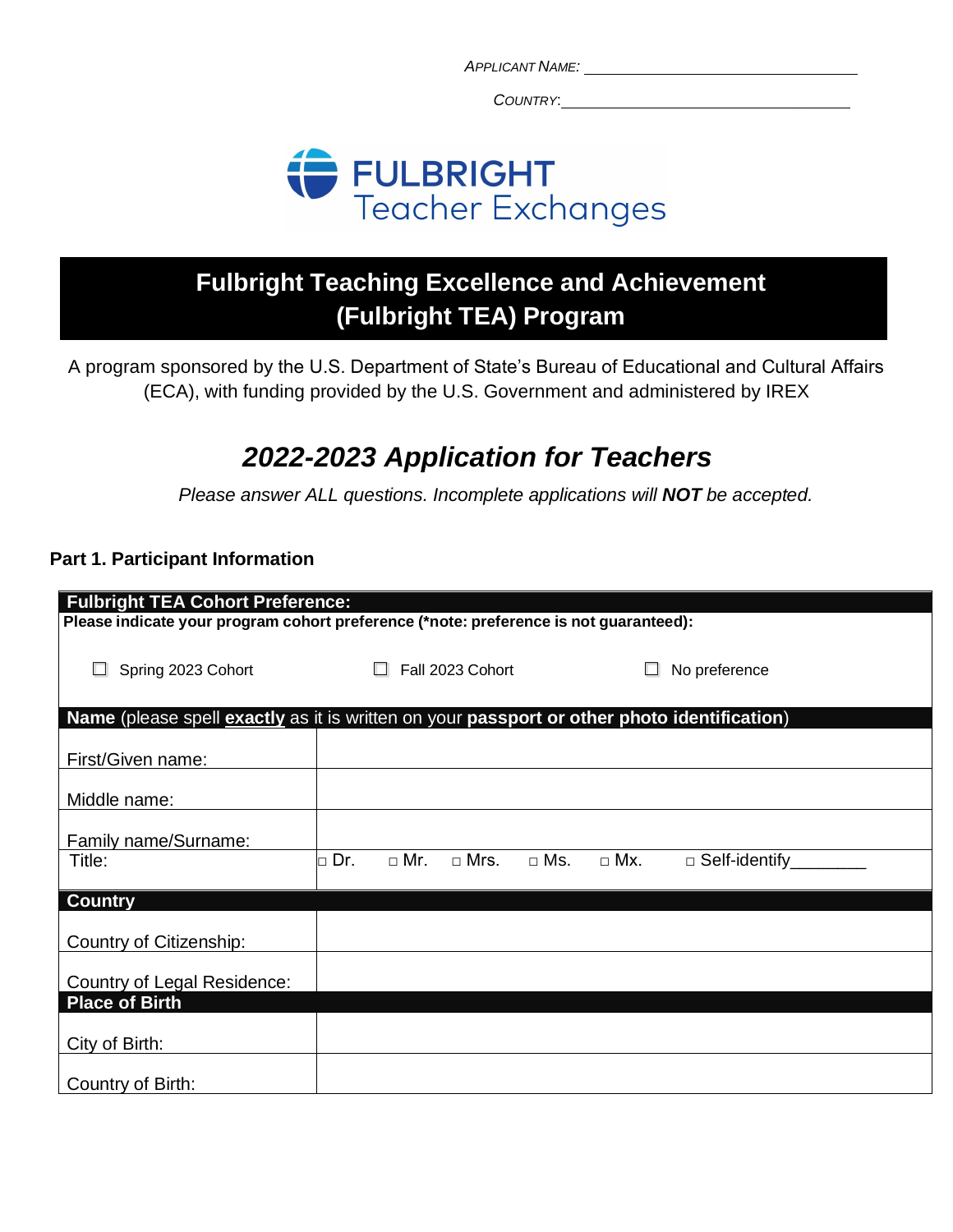*APPLICANT NAME:* ______________________________

*COUNTRY:* ______________________________

FULBRIGHT Teacher Exchanges

# Fulbright Teaching Excellence and Achievement (Fulbright TEA) Program

A program sponsored by the U.S. Department of State's Bureau of Educational and Cultural Affairs (ECA), with funding provided by the U.S. Government and administered by IREX

## *2022-2023 Application for Teachers*

*Please answer ALL questions. Incomplete applications will **NOT** be accepted.*

### Part 1. Participant Information

| **Fulbright TEA Cohort Preference:** | |
|---|---|
| **Please indicate your program cohort preference (*note: preference is not guaranteed):** | |
| ☐ Spring 2023 Cohort ☐ Fall 2023 Cohort ☐ No preference | |
| **Name** (please spell **exactly** as it is written on your **passport or other photo identification**) | |
| First/Given name: | |
| Middle name: | |
| Family name/Surname: | |
| Title: | □ Dr. □ Mr. □ Mrs. □ Ms. □ Mx. □ Self-identify________ |
| **Country** | |
| Country of Citizenship: | |
| Country of Legal Residence: | |
| **Place of Birth** | |
| City of Birth: | |
| Country of Birth: | |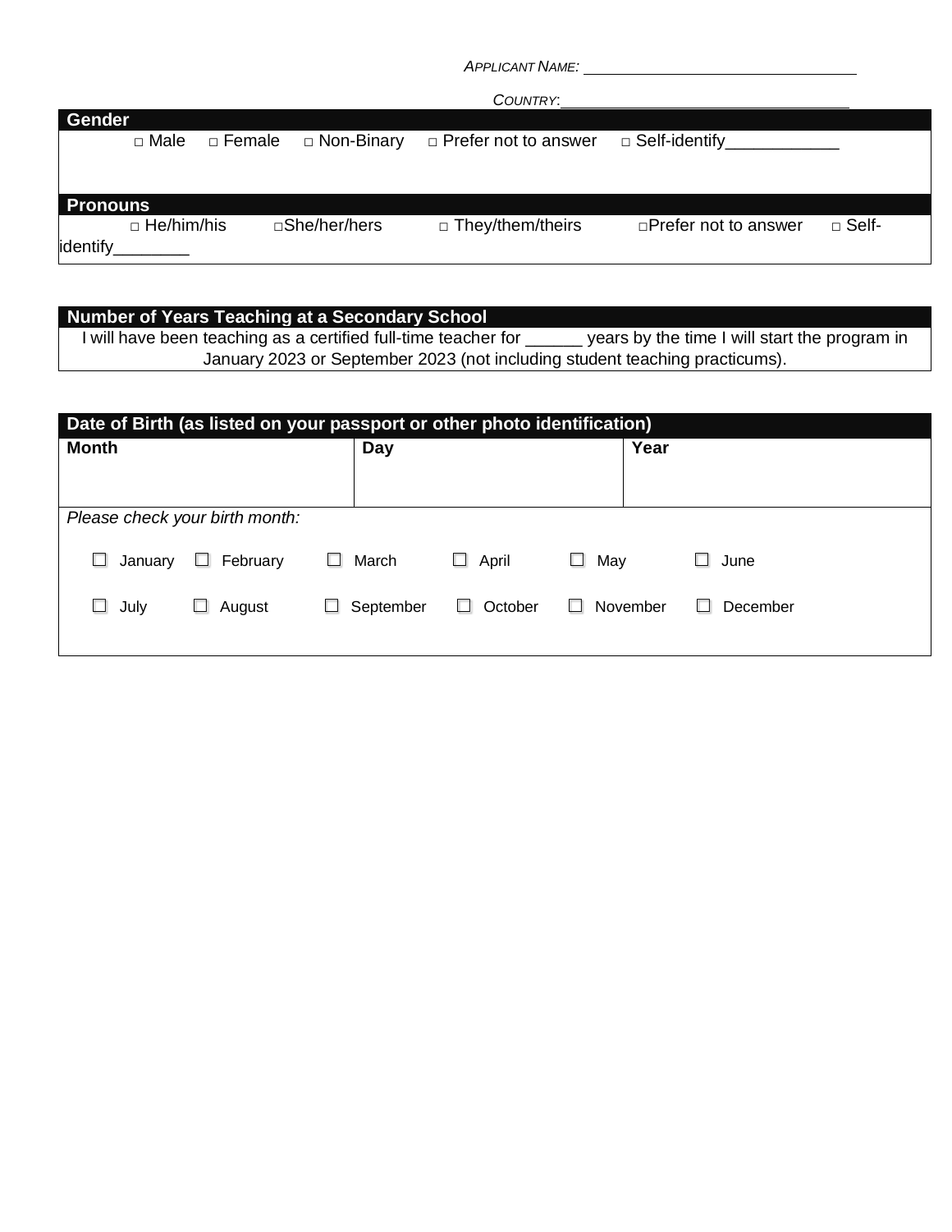*APPLICANT NAME:* ______________________________

*COUNTRY:* ________________________________

**Gender**

□ Male □ Female □ Non-Binary □ Prefer not to answer □ Self-identify____________

**Pronouns**

□ He/him/his □She/her/hers □ They/them/theirs □Prefer not to answer □ Self-identify________

**Number of Years Teaching at a Secondary School**

I will have been teaching as a certified full-time teacher for ______ years by the time I will start the program in January 2023 or September 2023 (not including student teaching practicums).

**Date of Birth (as listed on your passport or other photo identification)**

| Month | Day | Year |
|---|---|---|
| | | |

*Please check your birth month:*

☐ January ☐ February ☐ March ☐ April ☐ May ☐ June

☐ July ☐ August ☐ September ☐ October ☐ November ☐ December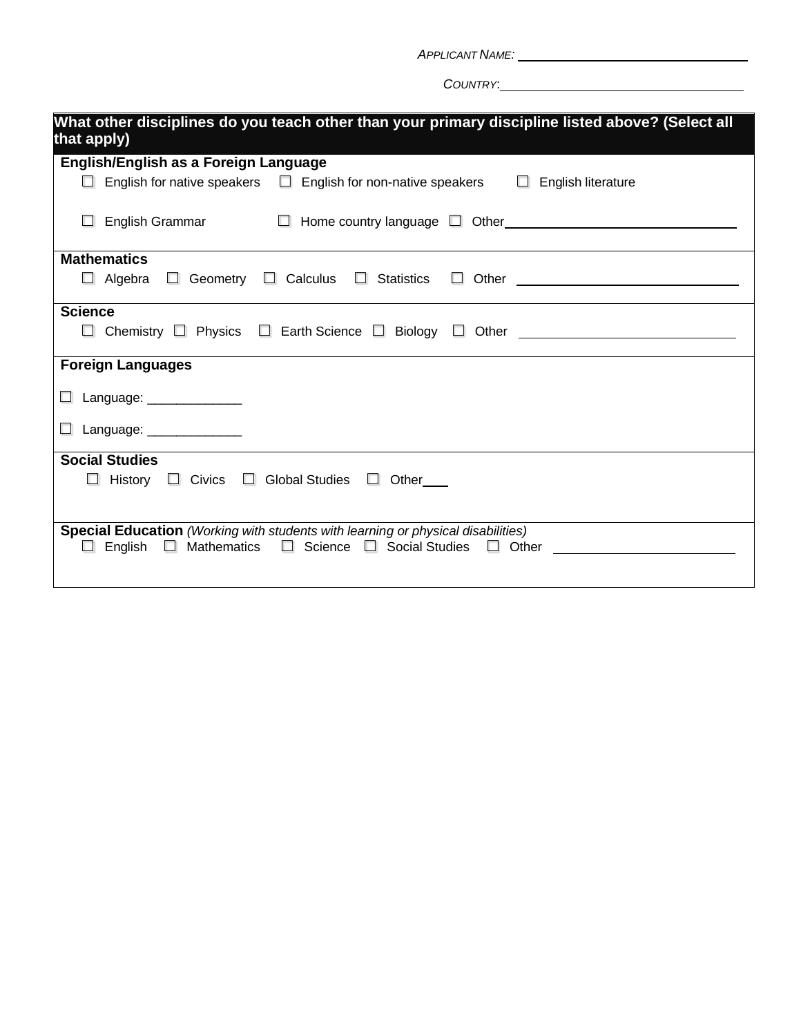*APPLICANT NAME:* ______________________________

*COUNTRY:* ______________________________

**What other disciplines do you teach other than your primary discipline listed above? (Select all that apply)**

**English/English as a Foreign Language**

☐ English for native speakers ☐ English for non-native speakers ☐ English literature

☐ English Grammar ☐ Home country language ☐ Other______________________________

**Mathematics**

☐ Algebra ☐ Geometry ☐ Calculus ☐ Statistics ☐ Other ______________________________

**Science**

☐ Chemistry ☐ Physics ☐ Earth Science ☐ Biology ☐ Other ______________________________

**Foreign Languages**

☐ Language: _____________

☐ Language: _____________

**Social Studies**

☐ History ☐ Civics ☐ Global Studies ☐ Other___

**Special Education** *(Working with students with learning or physical disabilities)*

☐ English ☐ Mathematics ☐ Science ☐ Social Studies ☐ Other ______________________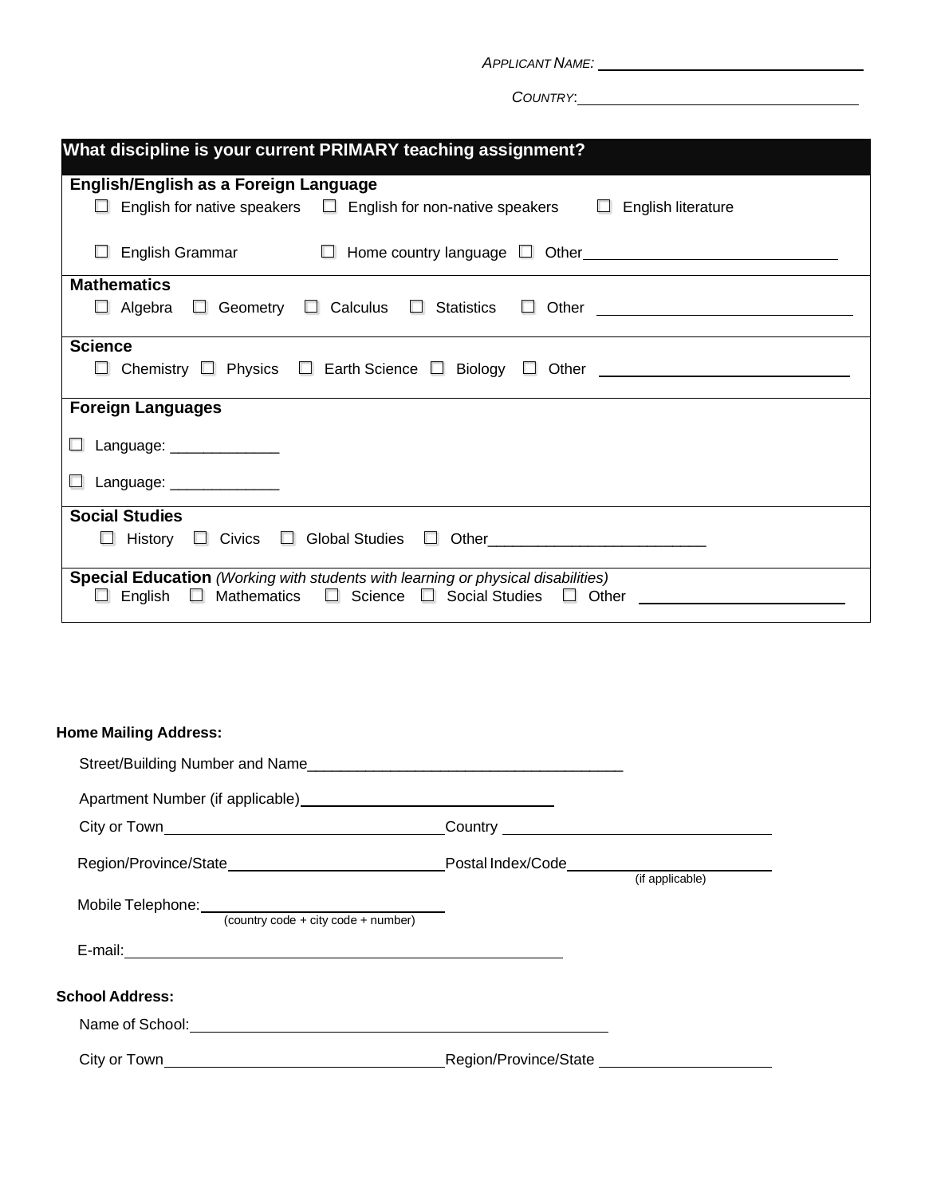*APPLICANT NAME:* ______________________________

*COUNTRY:* ______________________________

| What discipline is your current PRIMARY teaching assignment? |
|---|
| **English/English as a Foreign Language**<br>☐ English for native speakers ☐ English for non-native speakers ☐ English literature<br>☐ English Grammar ☐ Home country language ☐ Other______________________________ |
| **Mathematics**<br>☐ Algebra ☐ Geometry ☐ Calculus ☐ Statistics ☐ Other ______________________________ |
| **Science**<br>☐ Chemistry ☐ Physics ☐ Earth Science ☐ Biology ☐ Other ______________________________ |
| **Foreign Languages**<br>☐ Language: _____________<br>☐ Language: _____________ |
| **Social Studies**<br>☐ History ☐ Civics ☐ Global Studies ☐ Other__________________________ |
| **Special Education** *(Working with students with learning or physical disabilities)*<br>☐ English ☐ Mathematics ☐ Science ☐ Social Studies ☐ Other ________________________ |

**Home Mailing Address:**

Street/Building Number and Name______________________________________

Apartment Number (if applicable)______________________________

City or Town________________________________ Country ______________________________

Region/Province/State__________________________ Postal Index/Code__________________________ (if applicable)

Mobile Telephone:______________________________ (country code + city code + number)

E-mail:____________________________________________________

**School Address:**

Name of School:____________________________________________________

City or Town________________________________ Region/Province/State ____________________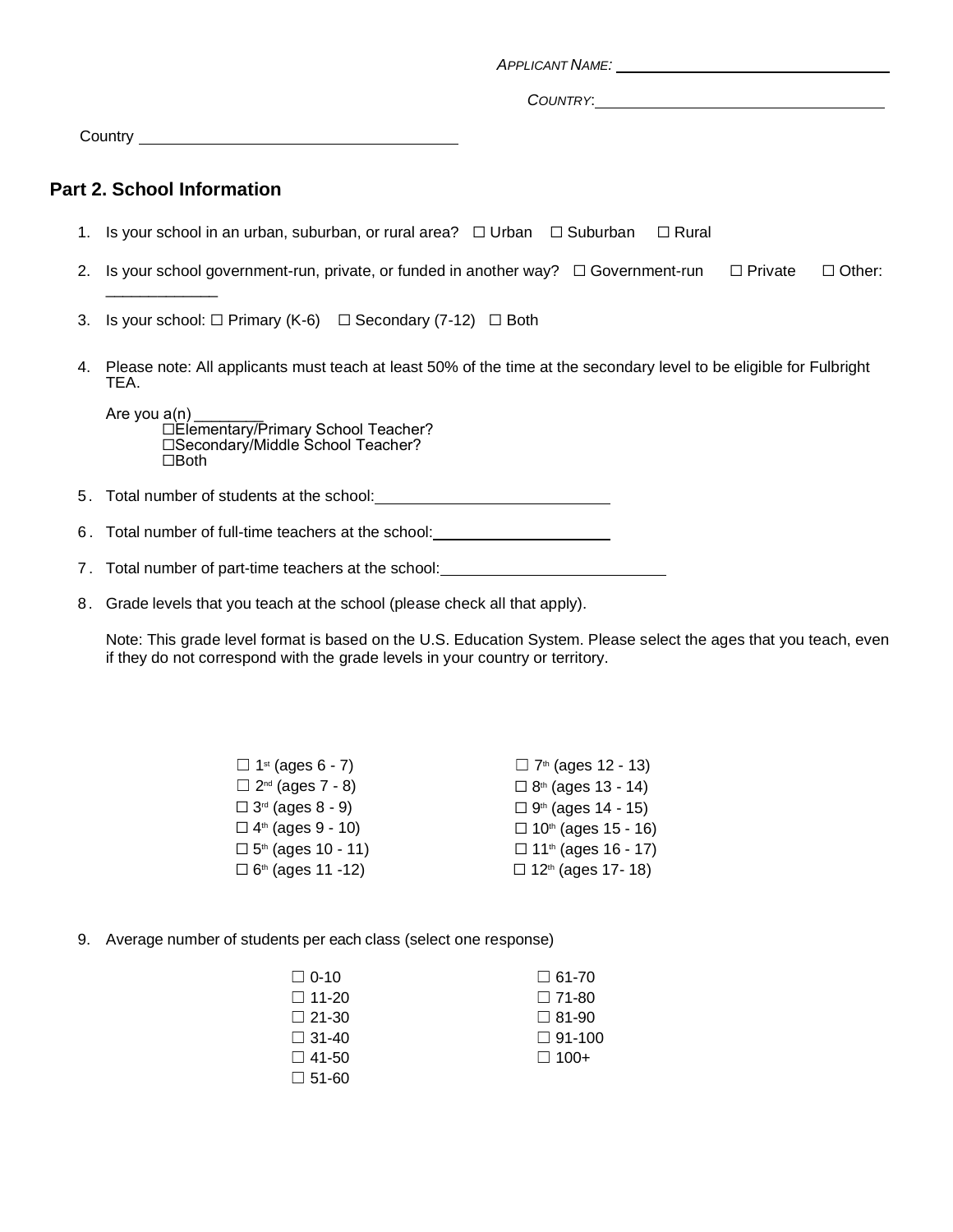*APPLICANT NAME:* ______________________________

*COUNTRY:* ______________________________

Country ______________________________

## Part 2. School Information

1. Is your school in an urban, suburban, or rural area? ☐ Urban ☐ Suburban ☐ Rural

2. Is your school government-run, private, or funded in another way? ☐ Government-run ☐ Private ☐ Other: ____________

3. Is your school: ☐ Primary (K-6) ☐ Secondary (7-12) ☐ Both

4. Please note: All applicants must teach at least 50% of the time at the secondary level to be eligible for Fulbright TEA.

   Are you a(n) ________
   
   ☐Elementary/Primary School Teacher?
   
   ☐Secondary/Middle School Teacher?
   
   ☐Both

5. Total number of students at the school: ______________________

6. Total number of full-time teachers at the school: ______________________

7. Total number of part-time teachers at the school: ______________________

8. Grade levels that you teach at the school (please check all that apply).

   Note: This grade level format is based on the U.S. Education System. Please select the ages that you teach, even if they do not correspond with the grade levels in your country or territory.

   ☐ 1st (ages 6 - 7)
   
   ☐ 2nd (ages 7 - 8)
   
   ☐ 3rd (ages 8 - 9)
   
   ☐ 4th (ages 9 - 10)
   
   ☐ 5th (ages 10 - 11)
   
   ☐ 6th (ages 11 -12)
   
   ☐ 7th (ages 12 - 13)
   
   ☐ 8th (ages 13 - 14)
   
   ☐ 9th (ages 14 - 15)
   
   ☐ 10th (ages 15 - 16)
   
   ☐ 11th (ages 16 - 17)
   
   ☐ 12th (ages 17- 18)

9. Average number of students per each class (select one response)

   ☐ 0-10
   
   ☐ 11-20
   
   ☐ 21-30
   
   ☐ 31-40
   
   ☐ 41-50
   
   ☐ 51-60
   
   ☐ 61-70
   
   ☐ 71-80
   
   ☐ 81-90
   
   ☐ 91-100
   
   ☐ 100+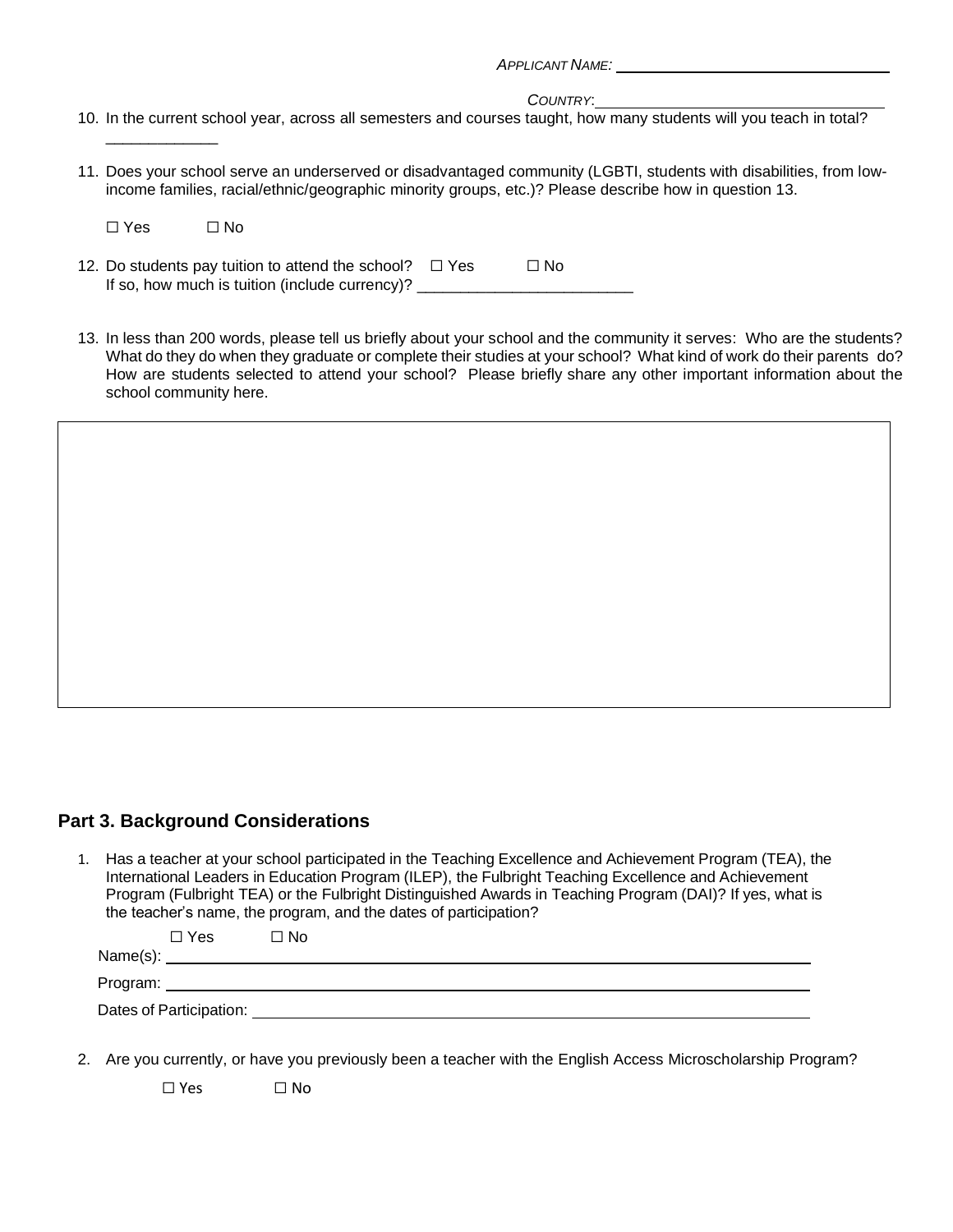*APPLICANT NAME:* \_\_\_\_\_\_\_\_\_\_\_\_\_\_\_\_\_\_\_\_\_\_\_\_\_\_\_\_\_\_\_\_

*COUNTRY:* \_\_\_\_\_\_\_\_\_\_\_\_\_\_\_\_\_\_\_\_\_\_\_\_\_\_\_\_\_\_\_\_

10. In the current school year, across all semesters and courses taught, how many students will you teach in total? \_\_\_\_\_\_\_\_\_\_\_\_\_

11. Does your school serve an underserved or disadvantaged community (LGBTI, students with disabilities, from low-income families, racial/ethnic/geographic minority groups, etc.)? Please describe how in question 13.

    ☐ Yes ☐ No

12. Do students pay tuition to attend the school? ☐ Yes ☐ No
    If so, how much is tuition (include currency)? \_\_\_\_\_\_\_\_\_\_\_\_\_\_\_\_\_\_\_\_\_\_\_\_\_

13. In less than 200 words, please tell us briefly about your school and the community it serves: Who are the students? What do they do when they graduate or complete their studies at your school? What kind of work do their parents do? How are students selected to attend your school? Please briefly share any other important information about the school community here.

| |
|---|
| |

## Part 3. Background Considerations

1. Has a teacher at your school participated in the Teaching Excellence and Achievement Program (TEA), the International Leaders in Education Program (ILEP), the Fulbright Teaching Excellence and Achievement Program (Fulbright TEA) or the Fulbright Distinguished Awards in Teaching Program (DAI)? If yes, what is the teacher's name, the program, and the dates of participation?

   ☐ Yes ☐ No

   Name(s): \_\_\_\_\_\_\_\_\_\_\_\_\_\_\_\_\_\_\_\_\_\_\_\_\_\_\_\_\_\_\_\_\_\_\_\_\_\_\_\_

   Program: \_\_\_\_\_\_\_\_\_\_\_\_\_\_\_\_\_\_\_\_\_\_\_\_\_\_\_\_\_\_\_\_\_\_\_\_\_\_\_\_

   Dates of Participation: \_\_\_\_\_\_\_\_\_\_\_\_\_\_\_\_\_\_\_\_\_\_\_\_\_\_\_\_\_\_\_\_\_\_\_\_

2. Are you currently, or have you previously been a teacher with the English Access Microscholarship Program?

   ☐ Yes ☐ No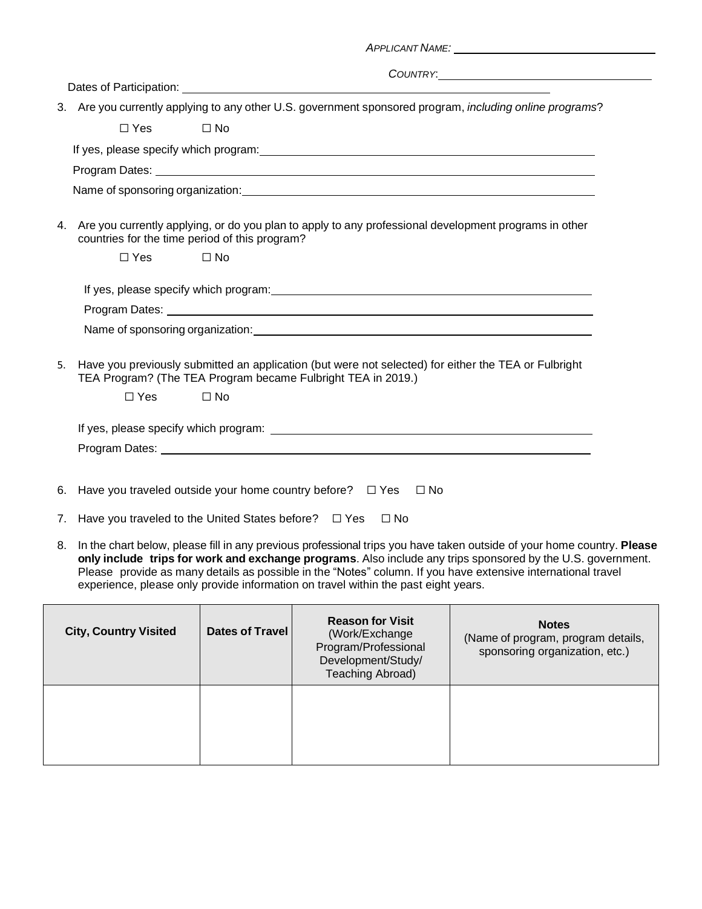*APPLICANT NAME:* ______________________________

*COUNTRY:* ______________________________

Dates of Participation: ______________________________

3. Are you currently applying to any other U.S. government sponsored program, *including online programs*?

   ☐ Yes ☐ No

   If yes, please specify which program: ______________________________

   Program Dates: ______________________________

   Name of sponsoring organization: ______________________________

4. Are you currently applying, or do you plan to apply to any professional development programs in other countries for the time period of this program?

   ☐ Yes ☐ No

   If yes, please specify which program: ______________________________

   Program Dates: ______________________________

   Name of sponsoring organization: ______________________________

5. Have you previously submitted an application (but were not selected) for either the TEA or Fulbright TEA Program? (The TEA Program became Fulbright TEA in 2019.)

   ☐ Yes ☐ No

   If yes, please specify which program: ______________________________

   Program Dates: ______________________________

6. Have you traveled outside your home country before? ☐ Yes ☐ No

7. Have you traveled to the United States before? ☐ Yes ☐ No

8. In the chart below, please fill in any previous professional trips you have taken outside of your home country. **Please only include trips for work and exchange programs**. Also include any trips sponsored by the U.S. government. Please provide as many details as possible in the "Notes" column. If you have extensive international travel experience, please only provide information on travel within the past eight years.

| **City, Country Visited** | **Dates of Travel** | **Reason for Visit** (Work/Exchange Program/Professional Development/Study/ Teaching Abroad) | **Notes** (Name of program, program details, sponsoring organization, etc.) |
|---|---|---|---|
| | | | |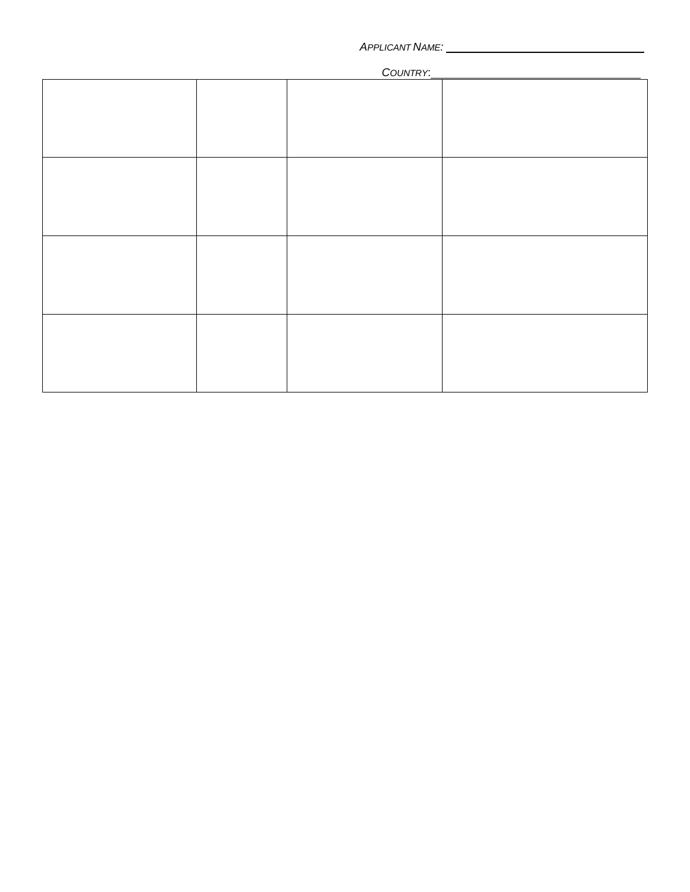*APPLICANT NAME:* ______________________________

*COUNTRY:* ______________________________

| | | | |
|---|---|---|---|
| | | | |
| | | | |
| | | | |
| | | | |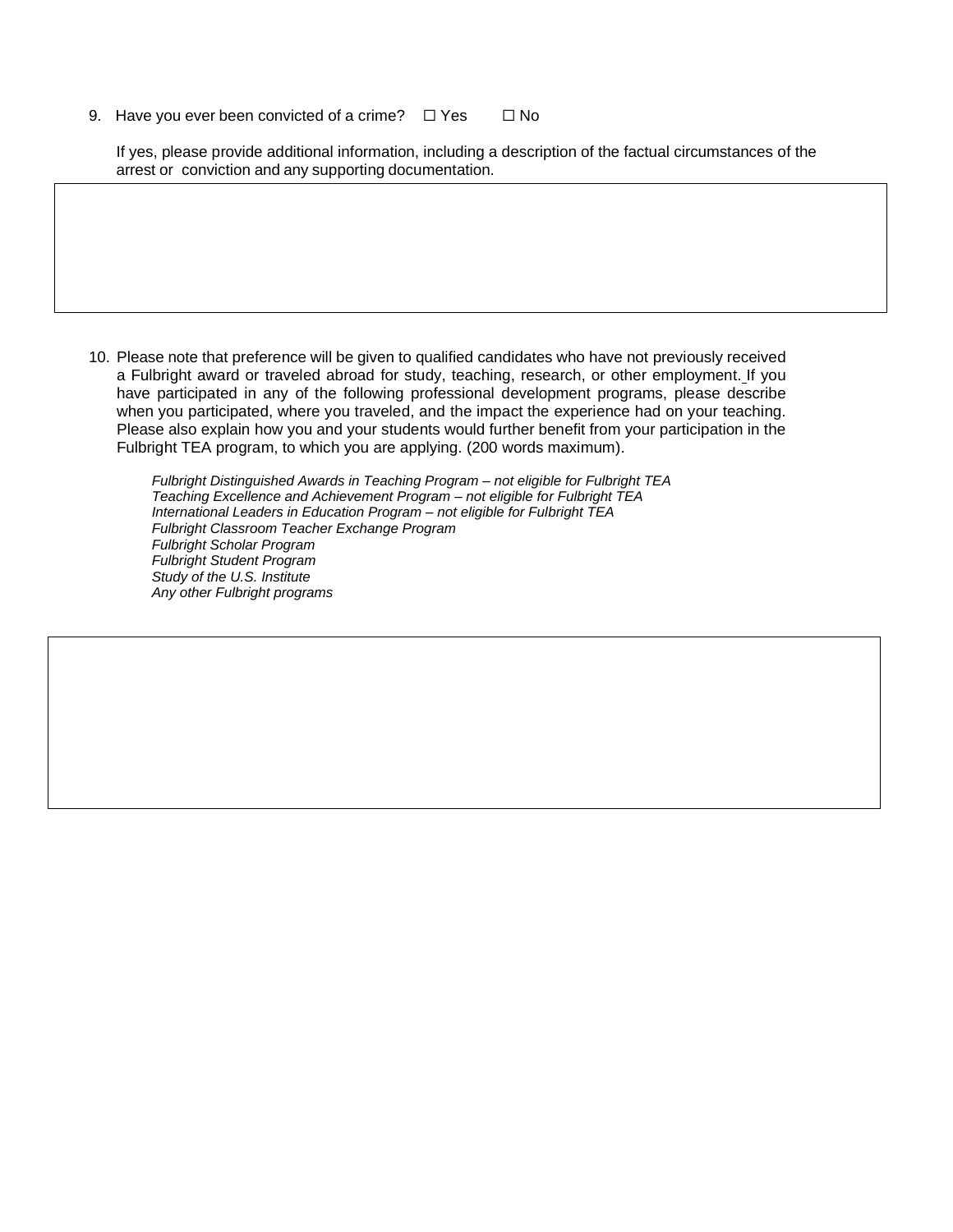9. Have you ever been convicted of a crime? ☐ Yes ☐ No

   If yes, please provide additional information, including a description of the factual circumstances of the arrest or conviction and any supporting documentation.

10. Please note that preference will be given to qualified candidates who have not previously received a Fulbright award or traveled abroad for study, teaching, research, or other employment. If you have participated in any of the following professional development programs, please describe when you participated, where you traveled, and the impact the experience had on your teaching. Please also explain how you and your students would further benefit from your participation in the Fulbright TEA program, to which you are applying. (200 words maximum).

    *Fulbright Distinguished Awards in Teaching Program – not eligible for Fulbright TEA*
    *Teaching Excellence and Achievement Program – not eligible for Fulbright TEA*
    *International Leaders in Education Program – not eligible for Fulbright TEA*
    *Fulbright Classroom Teacher Exchange Program*
    *Fulbright Scholar Program*
    *Fulbright Student Program*
    *Study of the U.S. Institute*
    *Any other Fulbright programs*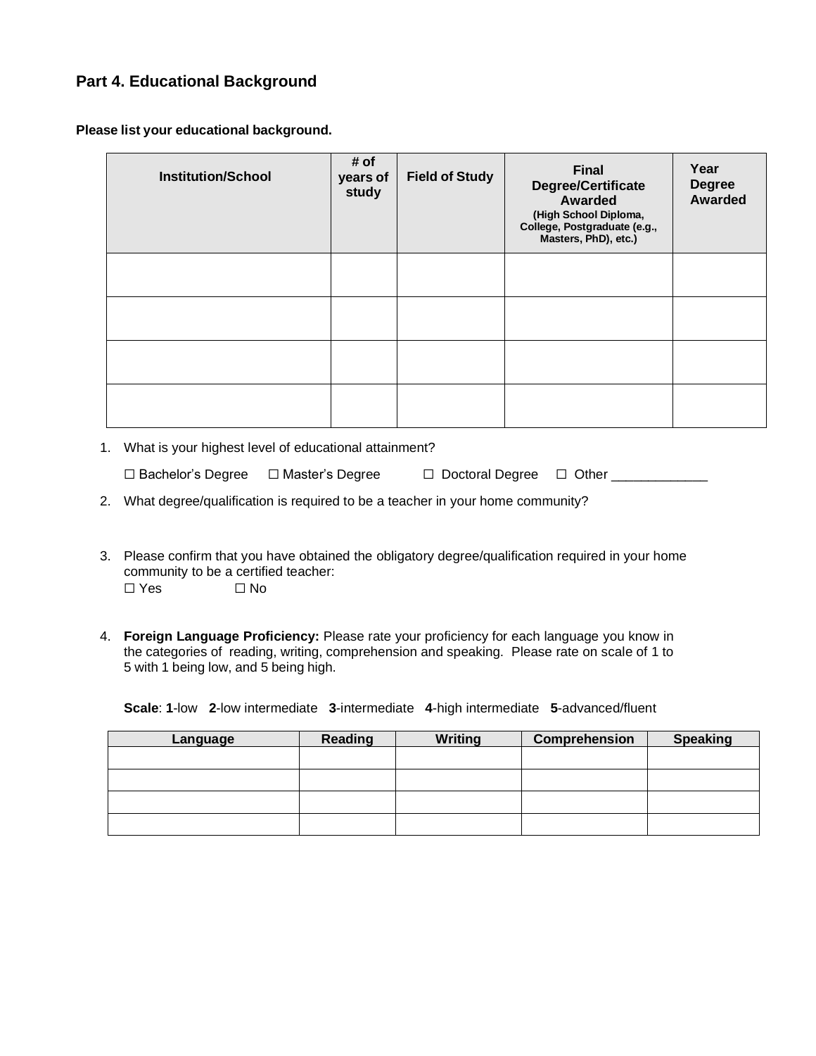## Part 4. Educational Background

**Please list your educational background.**

| Institution/School | # of years of study | Field of Study | Final Degree/Certificate Awarded (High School Diploma, College, Postgraduate (e.g., Masters, PhD), etc.) | Year Degree Awarded |
|---|---|---|---|---|
| | | | | |
| | | | | |
| | | | | |
| | | | | |

1. What is your highest level of educational attainment?

   ☐ Bachelor's Degree ☐ Master's Degree ☐ Doctoral Degree ☐ Other _____________

2. What degree/qualification is required to be a teacher in your home community?

3. Please confirm that you have obtained the obligatory degree/qualification required in your home community to be a certified teacher:
   ☐ Yes ☐ No

4. **Foreign Language Proficiency:** Please rate your proficiency for each language you know in the categories of reading, writing, comprehension and speaking. Please rate on scale of 1 to 5 with 1 being low, and 5 being high.

   **Scale**: **1**-low **2**-low intermediate **3**-intermediate **4**-high intermediate **5**-advanced/fluent

| Language | Reading | Writing | Comprehension | Speaking |
|---|---|---|---|---|
| | | | | |
| | | | | |
| | | | | |
| | | | | |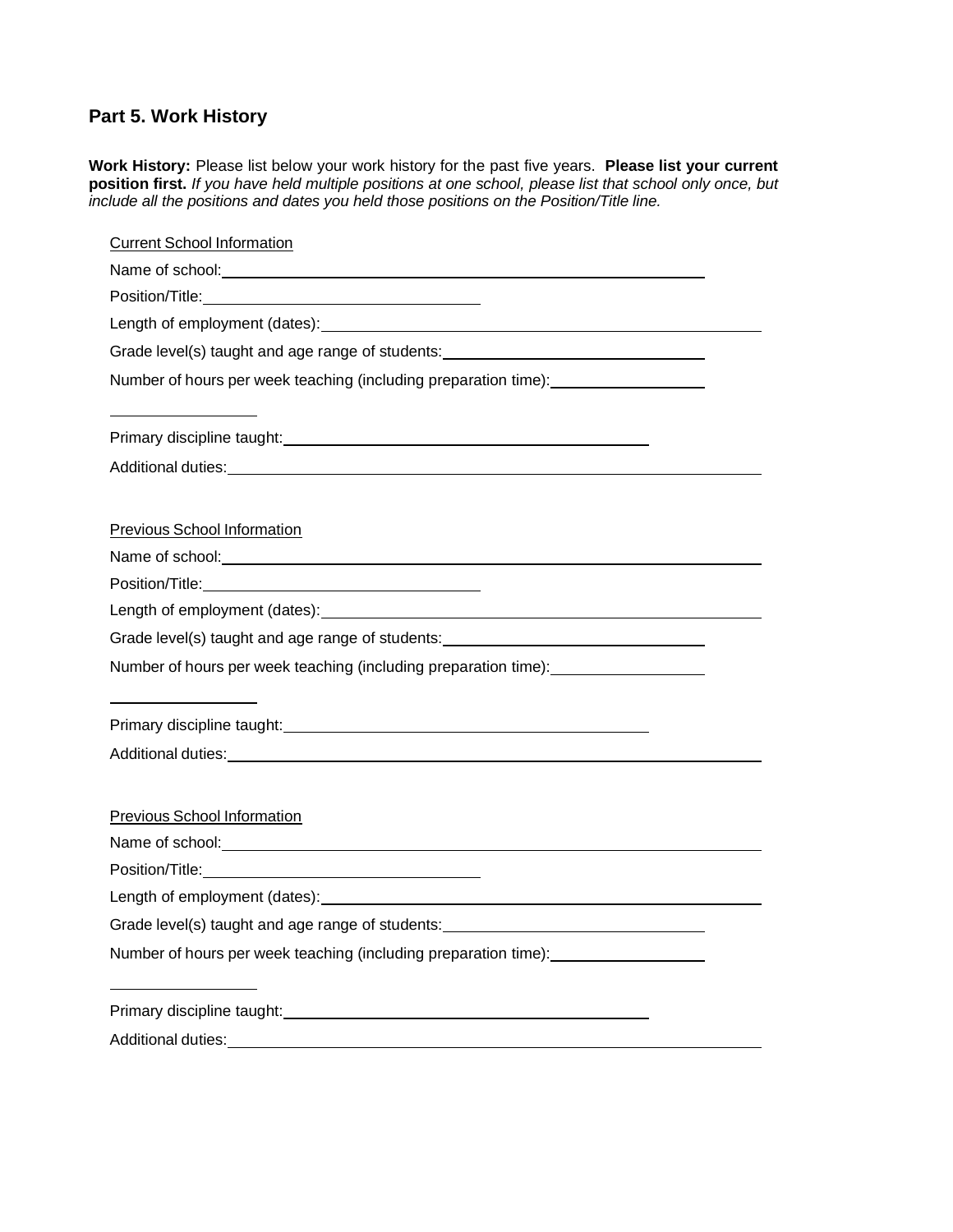## Part 5. Work History

**Work History:** Please list below your work history for the past five years. **Please list your current position first.** *If you have held multiple positions at one school, please list that school only once, but include all the positions and dates you held those positions on the Position/Title line.*

Current School Information

Name of school: ______________________________

Position/Title: ______________________________

Length of employment (dates): ______________________________

Grade level(s) taught and age range of students: ______________________________

Number of hours per week teaching (including preparation time): ______________________________

Primary discipline taught: ______________________________

Additional duties: ______________________________

Previous School Information

Name of school: ______________________________

Position/Title: ______________________________

Length of employment (dates): ______________________________

Grade level(s) taught and age range of students: ______________________________

Number of hours per week teaching (including preparation time): ______________________________

Primary discipline taught: ______________________________

Additional duties: ______________________________

Previous School Information

Name of school: ______________________________

Position/Title: ______________________________

Length of employment (dates): ______________________________

Grade level(s) taught and age range of students: ______________________________

Number of hours per week teaching (including preparation time): ______________________________

Primary discipline taught: ______________________________

Additional duties: ______________________________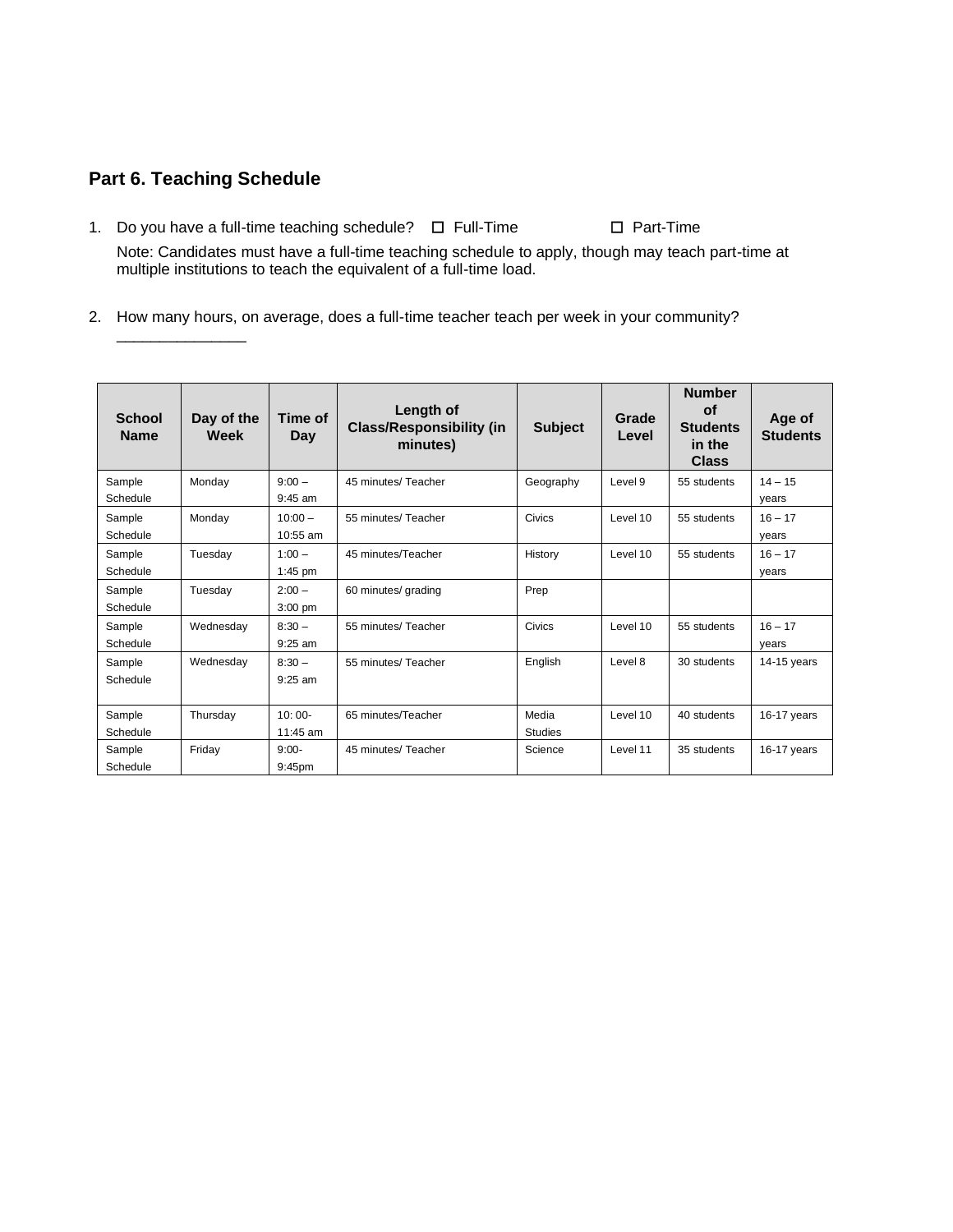## Part 6. Teaching Schedule

1. Do you have a full-time teaching schedule? ☐ Full-Time ☐ Part-Time

   Note: Candidates must have a full-time teaching schedule to apply, though may teach part-time at multiple institutions to teach the equivalent of a full-time load.

2. How many hours, on average, does a full-time teacher teach per week in your community? _______________

| School Name | Day of the Week | Time of Day | Length of Class/Responsibility (in minutes) | Subject | Grade Level | Number of Students in the Class | Age of Students |
|---|---|---|---|---|---|---|---|
| Sample Schedule | Monday | 9:00 – 9:45 am | 45 minutes/ Teacher | Geography | Level 9 | 55 students | 14 – 15 years |
| Sample Schedule | Monday | 10:00 – 10:55 am | 55 minutes/ Teacher | Civics | Level 10 | 55 students | 16 – 17 years |
| Sample Schedule | Tuesday | 1:00 – 1:45 pm | 45 minutes/Teacher | History | Level 10 | 55 students | 16 – 17 years |
| Sample Schedule | Tuesday | 2:00 – 3:00 pm | 60 minutes/ grading | Prep | | | |
| Sample Schedule | Wednesday | 8:30 – 9:25 am | 55 minutes/ Teacher | Civics | Level 10 | 55 students | 16 – 17 years |
| Sample Schedule | Wednesday | 8:30 – 9:25 am | 55 minutes/ Teacher | English | Level 8 | 30 students | 14-15 years |
| Sample Schedule | Thursday | 10: 00- 11:45 am | 65 minutes/Teacher | Media Studies | Level 10 | 40 students | 16-17 years |
| Sample Schedule | Friday | 9:00- 9:45pm | 45 minutes/ Teacher | Science | Level 11 | 35 students | 16-17 years |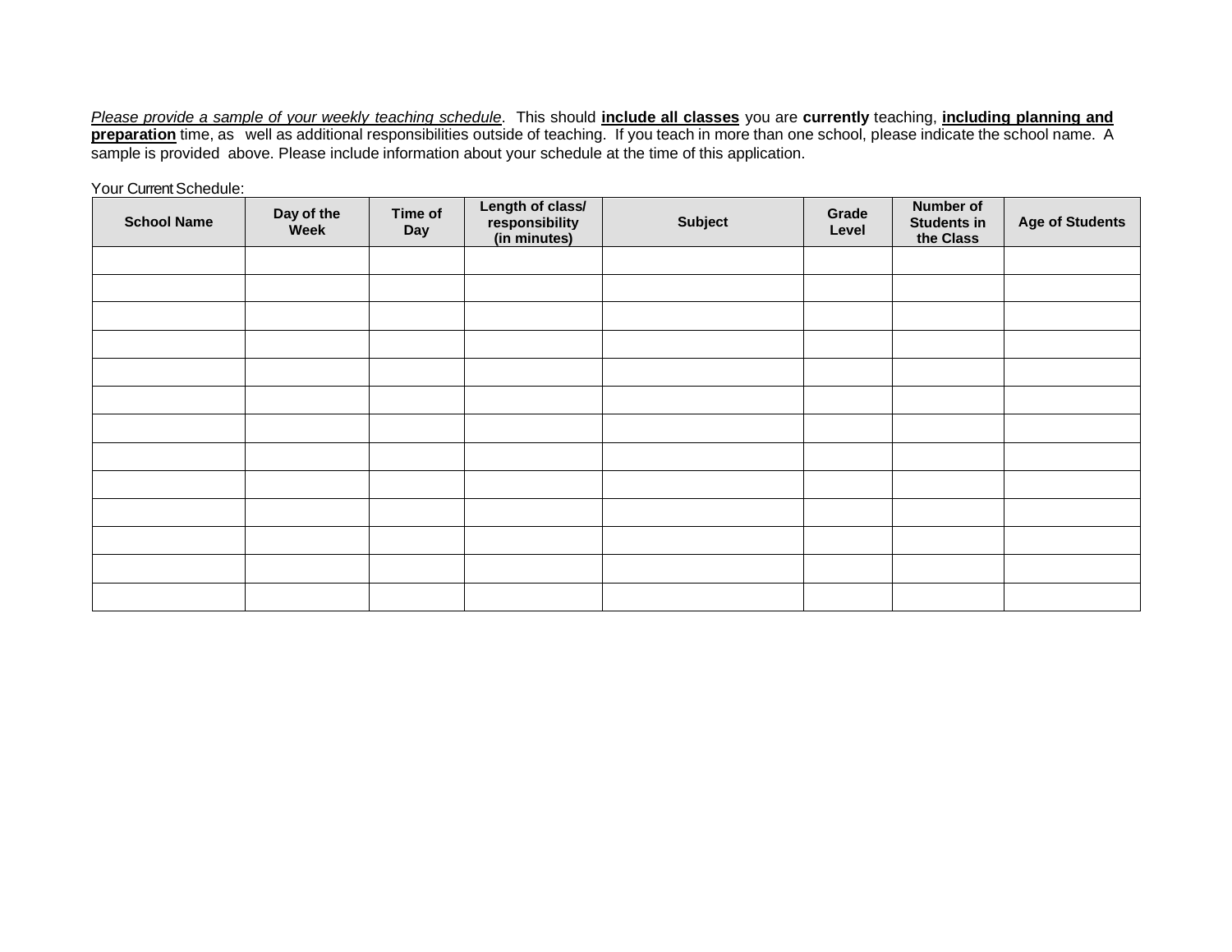*Please provide a sample of your weekly teaching schedule*. This should **include all classes** you are **currently** teaching, **including planning and preparation** time, as well as additional responsibilities outside of teaching. If you teach in more than one school, please indicate the school name. A sample is provided above. Please include information about your schedule at the time of this application.

Your Current Schedule:

| School Name | Day of the Week | Time of Day | Length of class/ responsibility (in minutes) | Subject | Grade Level | Number of Students in the Class | Age of Students |
|---|---|---|---|---|---|---|---|
| | | | | | | | |
| | | | | | | | |
| | | | | | | | |
| | | | | | | | |
| | | | | | | | |
| | | | | | | | |
| | | | | | | | |
| | | | | | | | |
| | | | | | | | |
| | | | | | | | |
| | | | | | | | |
| | | | | | | | |
| | | | | | | | |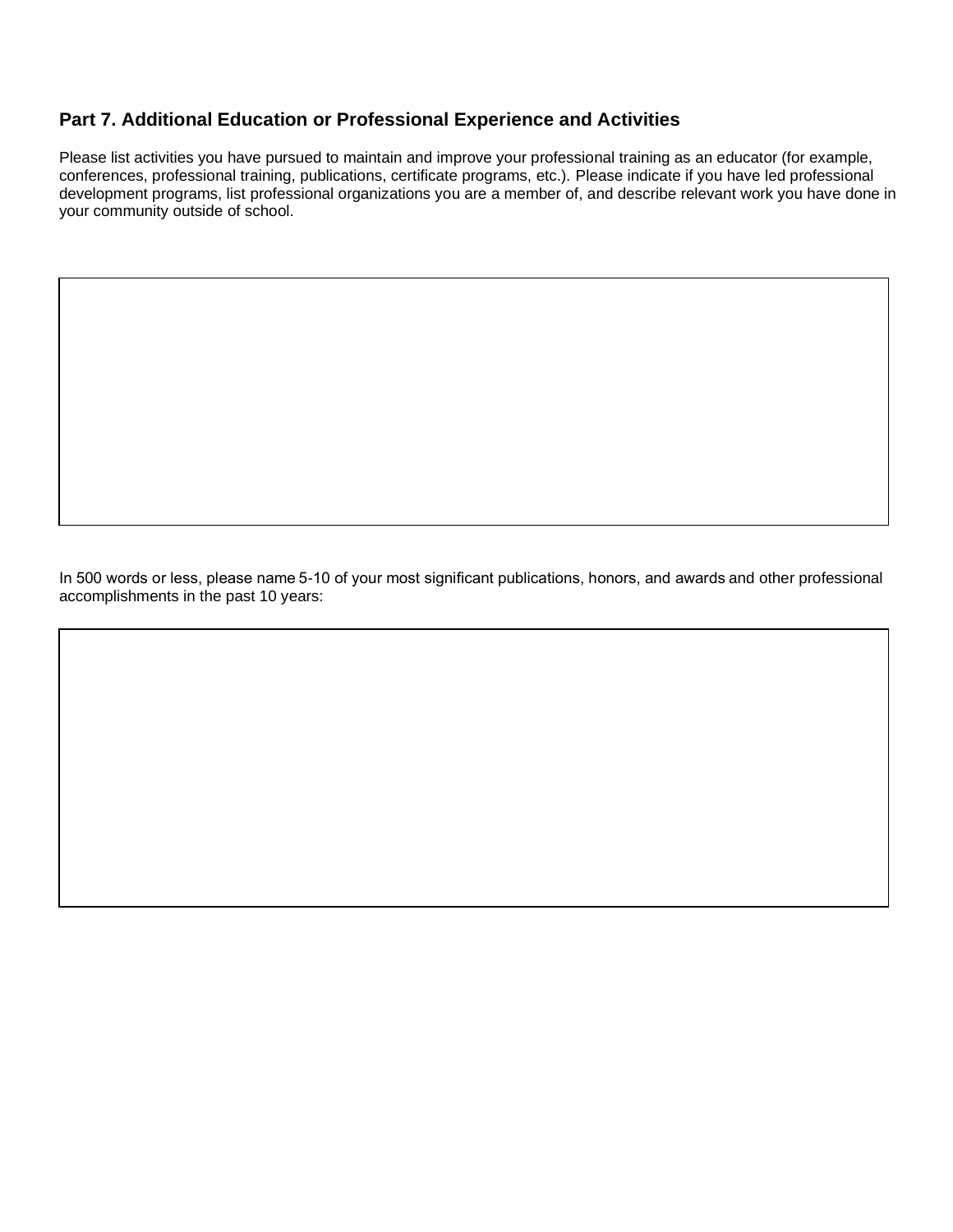## Part 7. Additional Education or Professional Experience and Activities

Please list activities you have pursued to maintain and improve your professional training as an educator (for example, conferences, professional training, publications, certificate programs, etc.). Please indicate if you have led professional development programs, list professional organizations you are a member of, and describe relevant work you have done in your community outside of school.

In 500 words or less, please name 5-10 of your most significant publications, honors, and awards and other professional accomplishments in the past 10 years: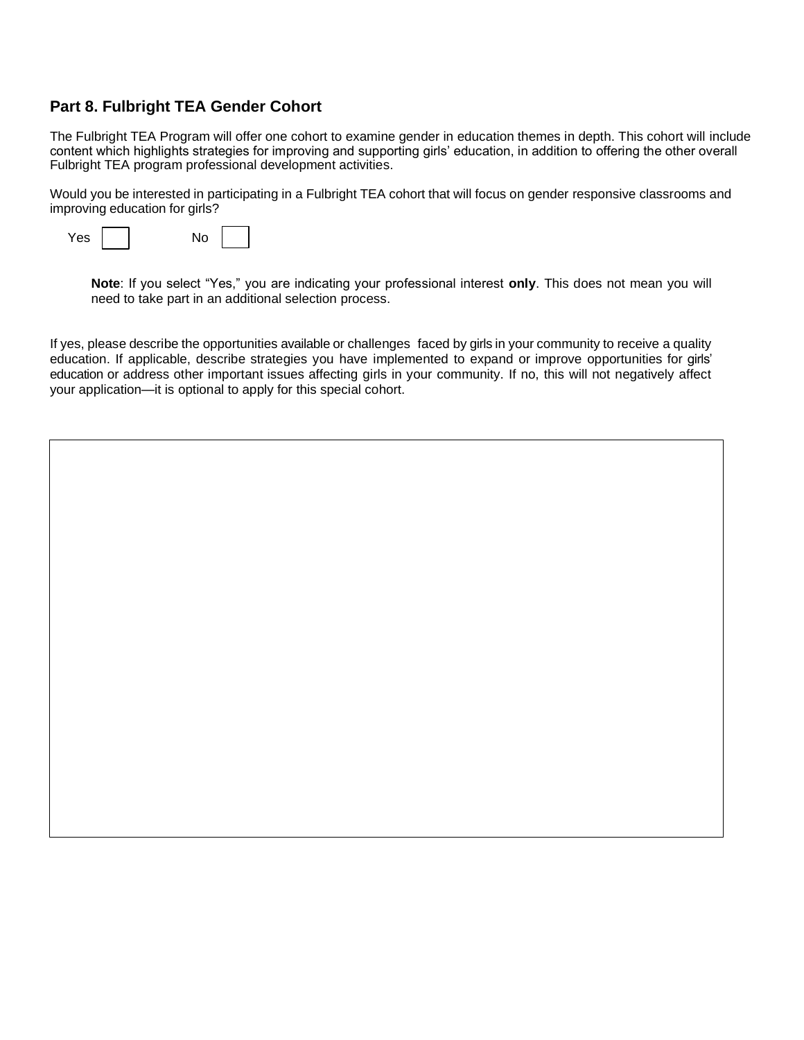## Part 8. Fulbright TEA Gender Cohort

The Fulbright TEA Program will offer one cohort to examine gender in education themes in depth. This cohort will include content which highlights strategies for improving and supporting girls' education, in addition to offering the other overall Fulbright TEA program professional development activities.

Would you be interested in participating in a Fulbright TEA cohort that will focus on gender responsive classrooms and improving education for girls?

Yes ☐ No ☐

> **Note**: If you select "Yes," you are indicating your professional interest **only**. This does not mean you will need to take part in an additional selection process.

If yes, please describe the opportunities available or challenges faced by girls in your community to receive a quality education. If applicable, describe strategies you have implemented to expand or improve opportunities for girls' education or address other important issues affecting girls in your community. If no, this will not negatively affect your application—it is optional to apply for this special cohort.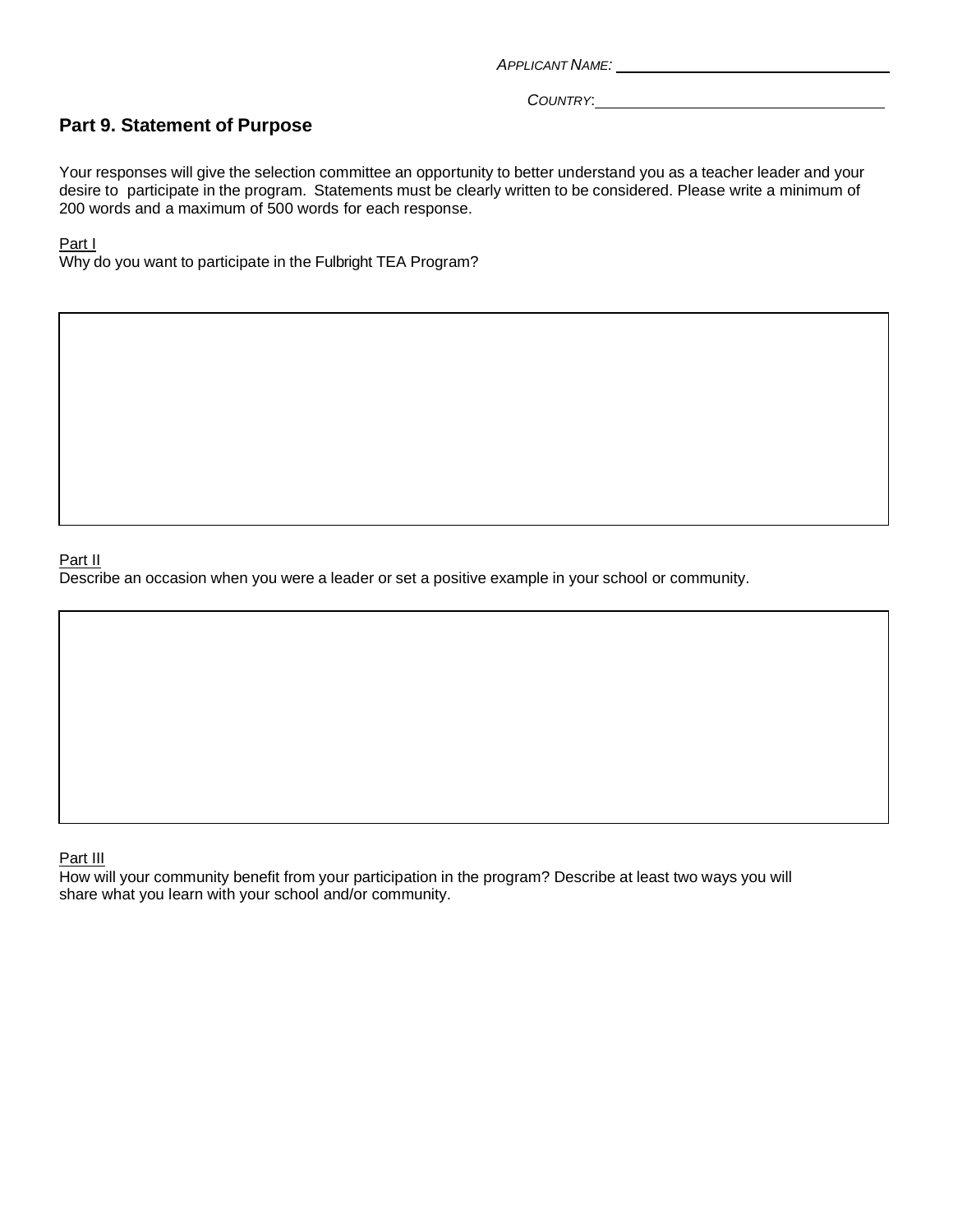*APPLICANT NAME:* ______________________________

*COUNTRY:* ______________________________

## Part 9. Statement of Purpose

Your responses will give the selection committee an opportunity to better understand you as a teacher leader and your desire to participate in the program. Statements must be clearly written to be considered. Please write a minimum of 200 words and a maximum of 500 words for each response.

Part I

Why do you want to participate in the Fulbright TEA Program?

Part II

Describe an occasion when you were a leader or set a positive example in your school or community.

Part III

How will your community benefit from your participation in the program? Describe at least two ways you will share what you learn with your school and/or community.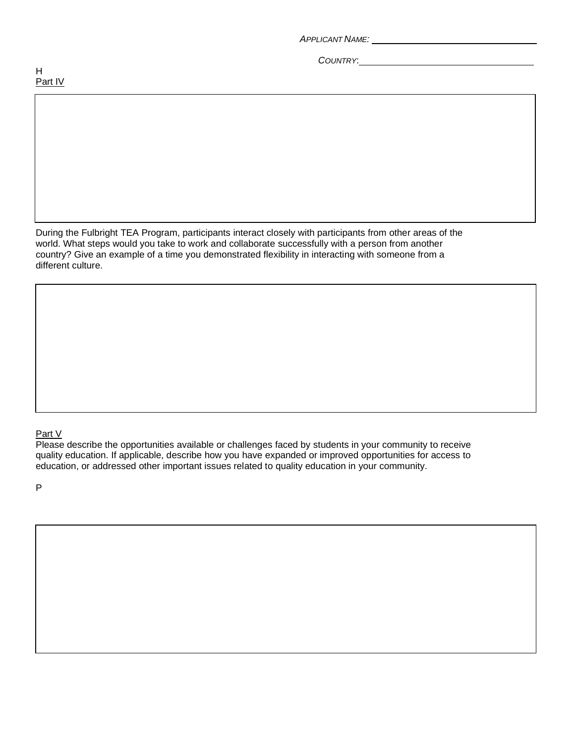*APPLICANT NAME:* ______________________________

*COUNTRY:* ______________________________

H

Part IV

During the Fulbright TEA Program, participants interact closely with participants from other areas of the world. What steps would you take to work and collaborate successfully with a person from another country? Give an example of a time you demonstrated flexibility in interacting with someone from a different culture.

Part V

Please describe the opportunities available or challenges faced by students in your community to receive quality education. If applicable, describe how you have expanded or improved opportunities for access to education, or addressed other important issues related to quality education in your community.

P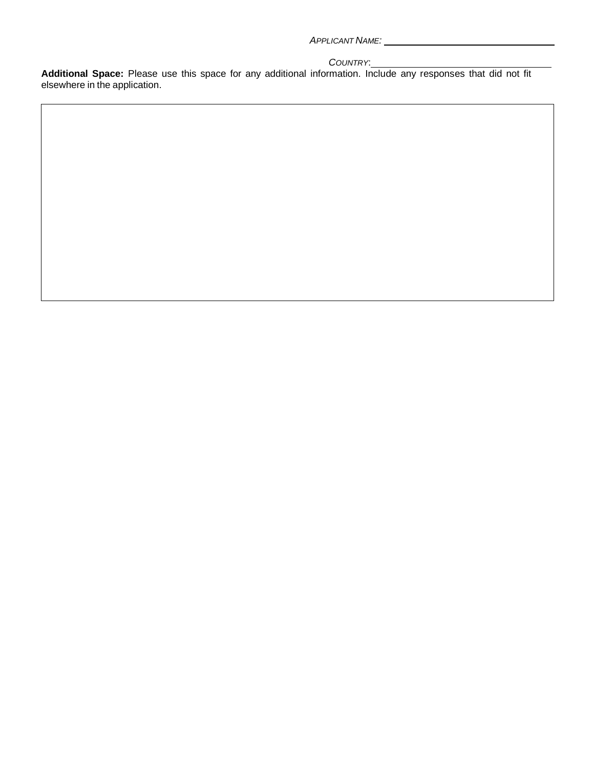*APPLICANT NAME:* \_\_\_\_\_\_\_\_\_\_\_\_\_\_\_\_\_\_\_\_\_\_\_\_\_\_\_\_\_\_\_\_

*COUNTRY:* \_\_\_\_\_\_\_\_\_\_\_\_\_\_\_\_\_\_\_\_\_\_\_\_\_\_\_\_\_\_\_\_

**Additional Space:** Please use this space for any additional information. Include any responses that did not fit elsewhere in the application.

| |
|---|
| |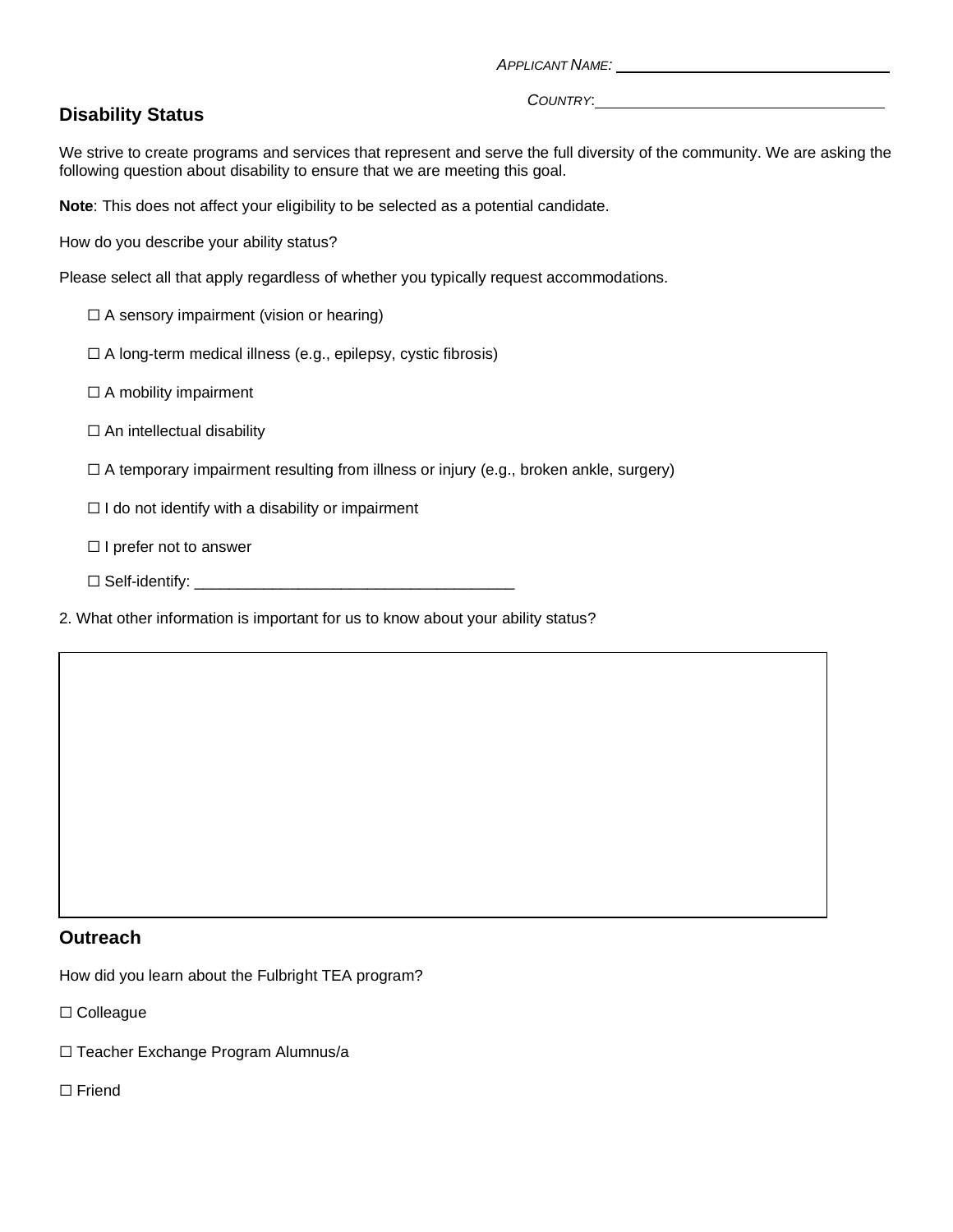*Applicant Name:* ______________________________

*Country:* ______________________________

## Disability Status

We strive to create programs and services that represent and serve the full diversity of the community. We are asking the following question about disability to ensure that we are meeting this goal.

**Note**: This does not affect your eligibility to be selected as a potential candidate.

How do you describe your ability status?

Please select all that apply regardless of whether you typically request accommodations.

☐ A sensory impairment (vision or hearing)

☐ A long-term medical illness (e.g., epilepsy, cystic fibrosis)

☐ A mobility impairment

☐ An intellectual disability

☐ A temporary impairment resulting from illness or injury (e.g., broken ankle, surgery)

☐ I do not identify with a disability or impairment

☐ I prefer not to answer

☐ Self-identify: ____________________________________

2. What other information is important for us to know about your ability status?

## Outreach

How did you learn about the Fulbright TEA program?

☐ Colleague

☐ Teacher Exchange Program Alumnus/a

☐ Friend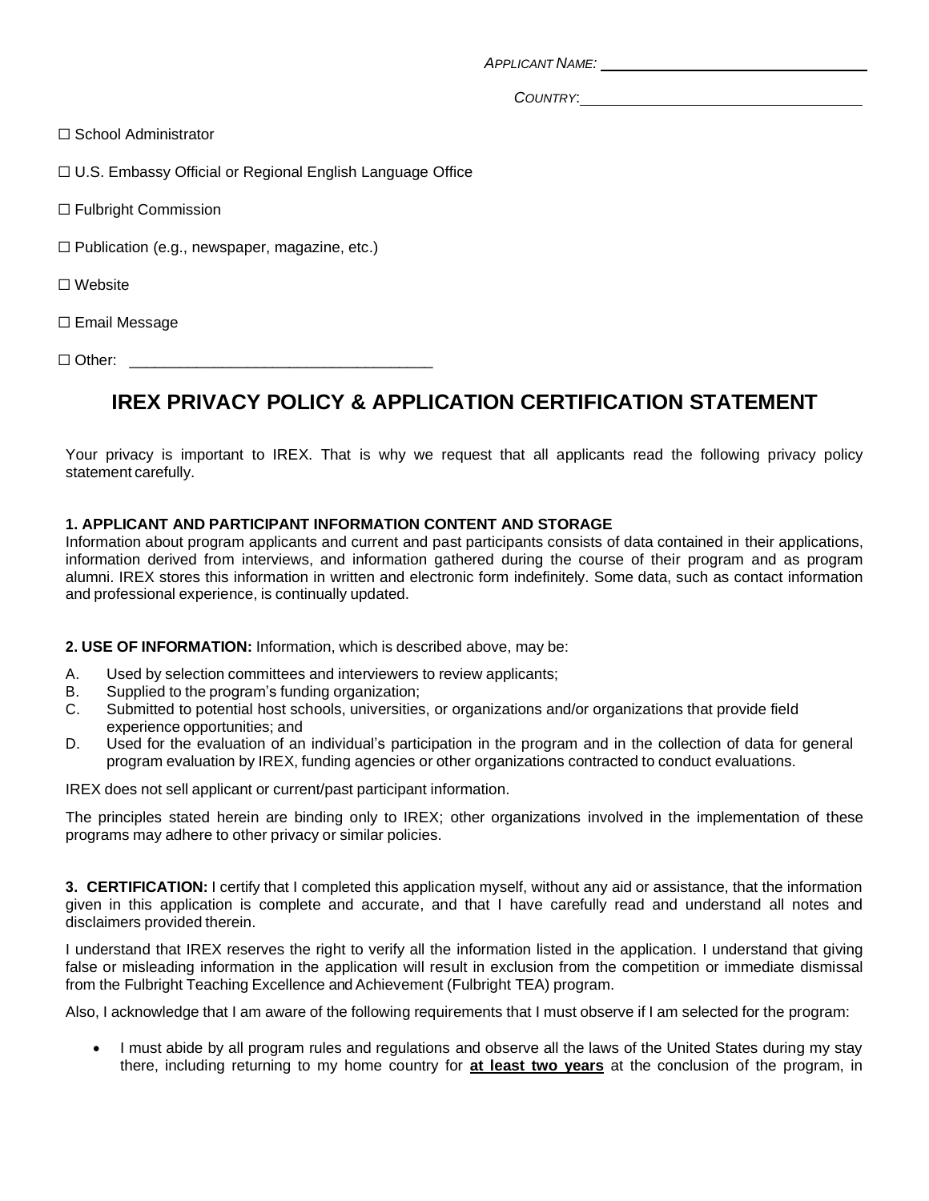*APPLICANT NAME:* ___________________________

*COUNTRY*: ___________________________

☐ School Administrator

☐ U.S. Embassy Official or Regional English Language Office

☐ Fulbright Commission

☐ Publication (e.g., newspaper, magazine, etc.)

☐ Website

☐ Email Message

☐ Other: ___________________________________

# IREX PRIVACY POLICY & APPLICATION CERTIFICATION STATEMENT

Your privacy is important to IREX. That is why we request that all applicants read the following privacy policy statement carefully.

**1. APPLICANT AND PARTICIPANT INFORMATION CONTENT AND STORAGE**

Information about program applicants and current and past participants consists of data contained in their applications, information derived from interviews, and information gathered during the course of their program and as program alumni. IREX stores this information in written and electronic form indefinitely. Some data, such as contact information and professional experience, is continually updated.

**2. USE OF INFORMATION:** Information, which is described above, may be:

A. Used by selection committees and interviewers to review applicants;
B. Supplied to the program's funding organization;
C. Submitted to potential host schools, universities, or organizations and/or organizations that provide field experience opportunities; and
D. Used for the evaluation of an individual's participation in the program and in the collection of data for general program evaluation by IREX, funding agencies or other organizations contracted to conduct evaluations.

IREX does not sell applicant or current/past participant information.

The principles stated herein are binding only to IREX; other organizations involved in the implementation of these programs may adhere to other privacy or similar policies.

**3. CERTIFICATION:** I certify that I completed this application myself, without any aid or assistance, that the information given in this application is complete and accurate, and that I have carefully read and understand all notes and disclaimers provided therein.

I understand that IREX reserves the right to verify all the information listed in the application. I understand that giving false or misleading information in the application will result in exclusion from the competition or immediate dismissal from the Fulbright Teaching Excellence and Achievement (Fulbright TEA) program.

Also, I acknowledge that I am aware of the following requirements that I must observe if I am selected for the program:

- I must abide by all program rules and regulations and observe all the laws of the United States during my stay there, including returning to my home country for **<u>at least two years</u>** at the conclusion of the program, in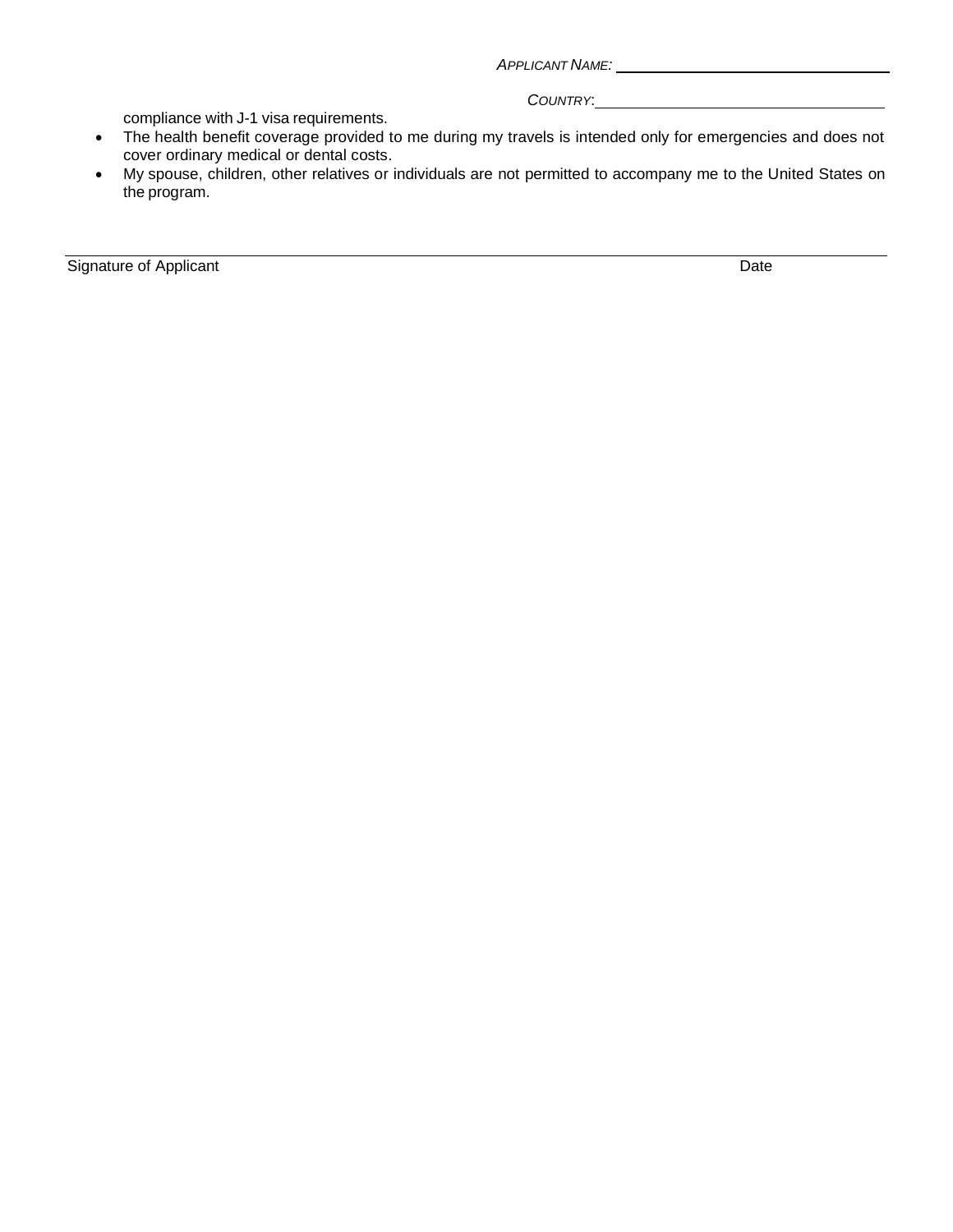*APPLICANT NAME:* ______________________________

*COUNTRY:* ______________________________

compliance with J-1 visa requirements.

- The health benefit coverage provided to me during my travels is intended only for emergencies and does not cover ordinary medical or dental costs.
- My spouse, children, other relatives or individuals are not permitted to accompany me to the United States on the program.

______________________________________________________________________________

Signature of Applicant                                                                                          Date